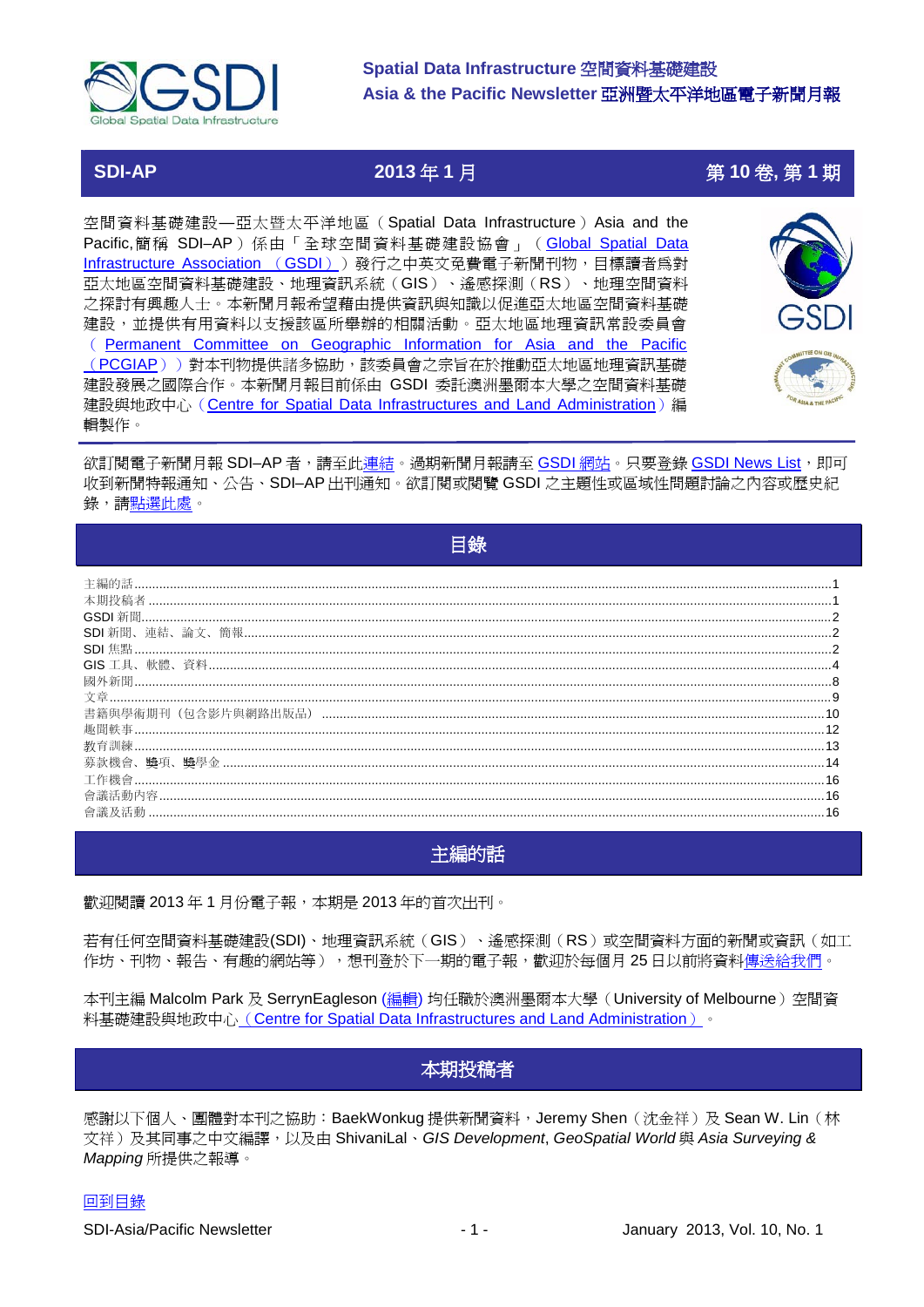**Spatial Data Infrastructure 空間資料基礎建設**
**Asia & the Pacific Newsletter 亞洲暨太平洋地區電子新聞月報**

**SDI-AP** | **2013 年 1 月** | **第 10 卷, 第 1 期**

空間資料基礎建設—亞太暨太平洋地區（Spatial Data Infrastructure）Asia and the Pacific, 簡稱 SDI–AP）係由「全球空間資料基礎建設協會」（Global Spatial Data Infrastructure Association（GSDI））發行之中英文免費電子新聞刊物，目標讀者爲對亞太地區空間資料基礎建設、地理資訊系統（GIS）、遙感探測（RS）、地理空間資料之探討有興趣人士。本新聞月報希望藉由提供資訊與知識以促進亞太地區空間資料基礎建設，並提供有用資料以支援該區所舉辦的相關活動。亞太地區地理資訊常設委員會（Permanent Committee on Geographic Information for Asia and the Pacific（PCGIAP））對本刊物提供諸多協助，該委員會之宗旨在於推動亞太地區地理資訊基礎建設發展之國際合作。本新聞月報目前係由 GSDI 委託澳洲墨爾本大學之空間資料基礎建設與地政中心（Centre for Spatial Data Infrastructures and Land Administration）編輯製作。

欲訂閱電子新聞月報 SDI–AP 者，請至此連結。過期新聞月報請至 GSDI 網站。只要登錄 GSDI News List，即可收到新聞特報通知、公告、SDI–AP 出刊通知。欲訂閱或閱覽 GSDI 之主題性或區域性問題討論之內容或歷史紀錄，請點選此處。

## 目錄

- 主編的話 ........ 1
- 本期投稿者 ........ 1
- GSDI 新聞 ........ 2
- SDI 新聞、連結、論文、簡報 ........ 2
- SDI 焦點 ........ 2
- GIS 工具、軟體、資料 ........ 4
- 國外新聞 ........ 8
- 文章 ........ 9
- 書籍與學術期刊（包含影片與網路出版品） ........ 10
- 趣聞軼事 ........ 12
- 教育訓練 ........ 13
- 募款機會、獎項、獎學金 ........ 14
- 工作機會 ........ 16
- 會議活動內容 ........ 16
- 會議及活動 ........ 16

## 主編的話

歡迎閱讀 2013 年 1 月份電子報，本期是 2013 年的首次出刊。

若有任何空間資料基礎建設(SDI)、地理資訊系統（GIS）、遙感探測（RS）或空間資料方面的新聞或資訊（如工作坊、刊物、報告、有趣的網站等），想刊登於下一期的電子報，歡迎於每個月 25 日以前將資料傳送給我們。

本刊主編 Malcolm Park 及 SerrynEagleson (編輯) 均任職於澳洲墨爾本大學（University of Melbourne）空間資料基礎建設與地政中心（Centre for Spatial Data Infrastructures and Land Administration）。

## 本期投稿者

感謝以下個人、團體對本刊之協助：BaekWonkug 提供新聞資料，Jeremy Shen（沈金祥）及 Sean W. Lin（林文祥）及其同事之中文編譯，以及由 ShivaniLal、*GIS Development*, *GeoSpatial World* 與 *Asia Surveying & Mapping* 所提供之報導。

回到目錄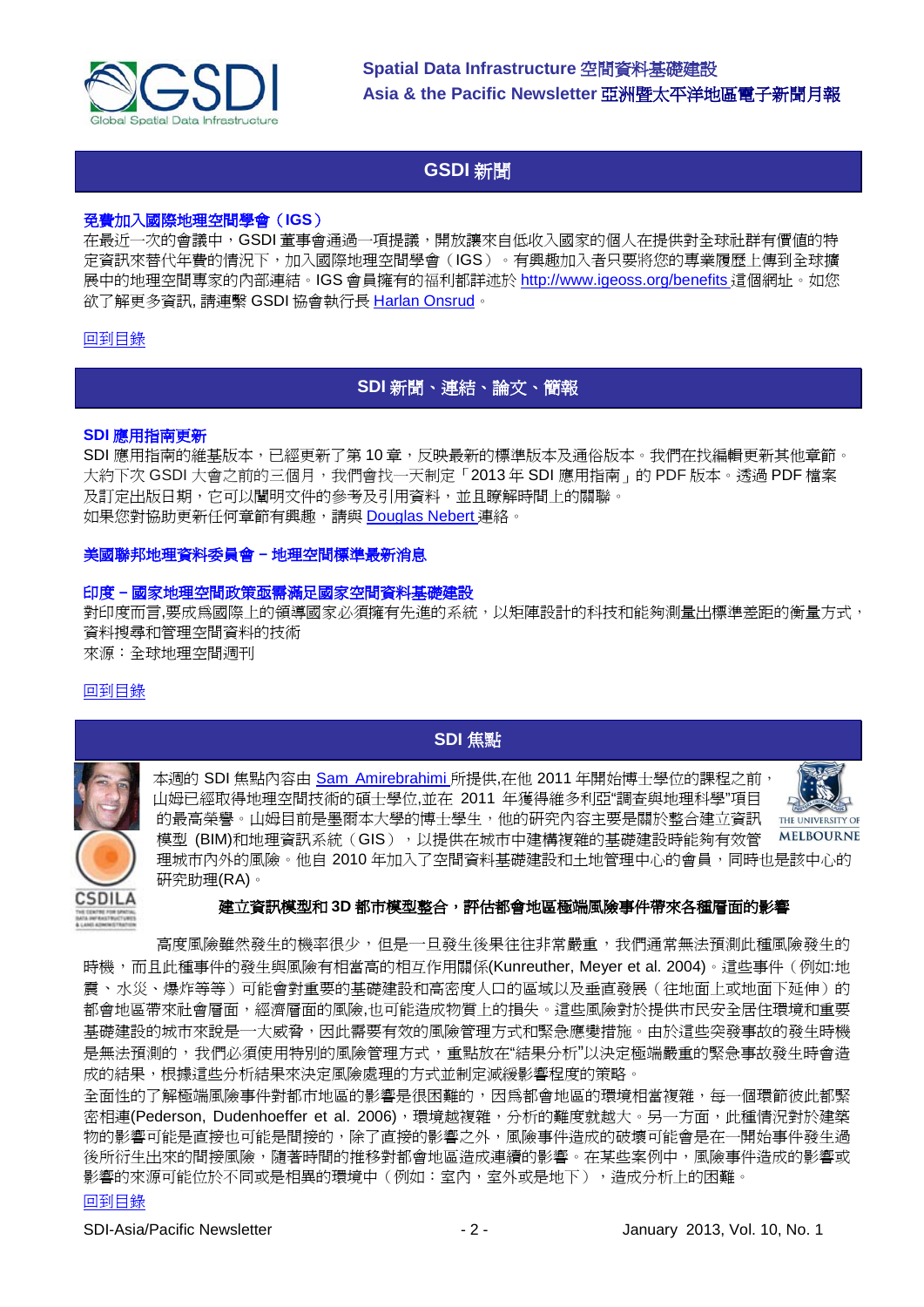## GSDI 新聞

**免費加入國際地理空間學會（IGS）**

在最近一次的會議中，GSDI 董事會通過一項提議，開放讓來自低收入國家的個人在提供對全球社群有價值的特定資訊來替代年費的情況下，加入國際地理空間學會（IGS）。有興趣加入者只要將您的專業履歷上傳到全球擴展中的地理空間專家的內部連結。IGS 會員擁有的福利都詳述於 http://www.igeoss.org/benefits 這個網址。如您欲了解更多資訊, 請連繫 GSDI 協會執行長 Harlan Onsrud。

回到目錄

## SDI 新聞、連結、論文、簡報

**SDI 應用指南更新**

SDI 應用指南的維基版本，已經更新了第 10 章，反映最新的標準版本及通俗版本。我們在找編輯更新其他章節。大約下次 GSDI 大會之前的三個月，我們會找一天制定「2013 年 SDI 應用指南」的 PDF 版本。透過 PDF 檔案及訂定出版日期，它可以闡明文件的參考及引用資料，並且瞭解時間上的關聯。
如果您對協助更新任何章節有興趣，請與 Douglas Nebert 連絡。

**美國聯邦地理資料委員會－地理空間標準最新消息**

**印度－國家地理空間政策亟需滿足國家空間資料基礎建設**

對印度而言,要成為國際上的領導國家必須擁有先進的系統，以矩陣設計的科技和能夠測量出標準差距的衡量方式，資料搜尋和管理空間資料的技術
來源：全球地理空間週刊

回到目錄

## SDI 焦點

本週的 SDI 焦點內容由 Sam Amirebrahimi 所提供,在他 2011 年開始博士學位的課程之前，山姆已經取得地理空間技術的碩士學位,並在 2011 年獲得維多利亞"調查與地理科學"項目的最高榮譽。山姆目前是墨爾本大學的博士學生，他的研究內容主要是關於整合建立資訊模型 (BIM)和地理資訊系統（GIS），以提供在城市中建構複雜的基礎建設時能夠有效管理城市內外的風險。他自 2010 年加入了空間資料基礎建設和土地管理中心的會員，同時也是該中心的研究助理(RA)。

**建立資訊模型和 3D 都市模型整合，評估都會地區極端風險事件帶來各種層面的影響**

高度風險雖然發生的機率很少，但是一旦發生後果往往非常嚴重，我們通常無法預測此種風險發生的時機，而且此種事件的發生與風險有相當高的相互作用關係(Kunreuther, Meyer et al. 2004)。這些事件（例如:地震、水災、爆炸等等）可能會對重要的基礎建設和高密度人口的區域以及垂直發展（往地面上或地面下延伸）的都會地區帶來社會層面，經濟層面的風險,也可能造成物質上的損失。這些風險對於提供市民安全居住環境和重要基礎建設的城市來說是一大威脅，因此需要有效的風險管理方式和緊急應變措施。由於這些突發事故的發生時機是無法預測的，我們必須使用特別的風險管理方式，重點放在"結果分析"以決定極端嚴重的緊急事故發生時會造成的結果，根據這些分析結果來決定風險處理的方式並制定減緩影響程度的策略。
全面性的了解極端風險事件對都市地區的影響是很困難的，因為都會地區的環境相當複雜，每一個環節彼此都緊密相連(Pederson, Dudenhoeffer et al. 2006)，環境越複雜，分析的難度就越大。另一方面，此種情況對於建築物的影響可能是直接也可能是間接的，除了直接的影響之外，風險事件造成的破壞可能會是在一開始事件發生過後所衍生出來的間接風險，隨著時間的推移對都會地區造成連續的影響。在某些案例中，風險事件造成的影響或影響的來源可能位於不同或是相關的環境中（例如：室內，室外或是地下），造成分析上的困難。

回到目錄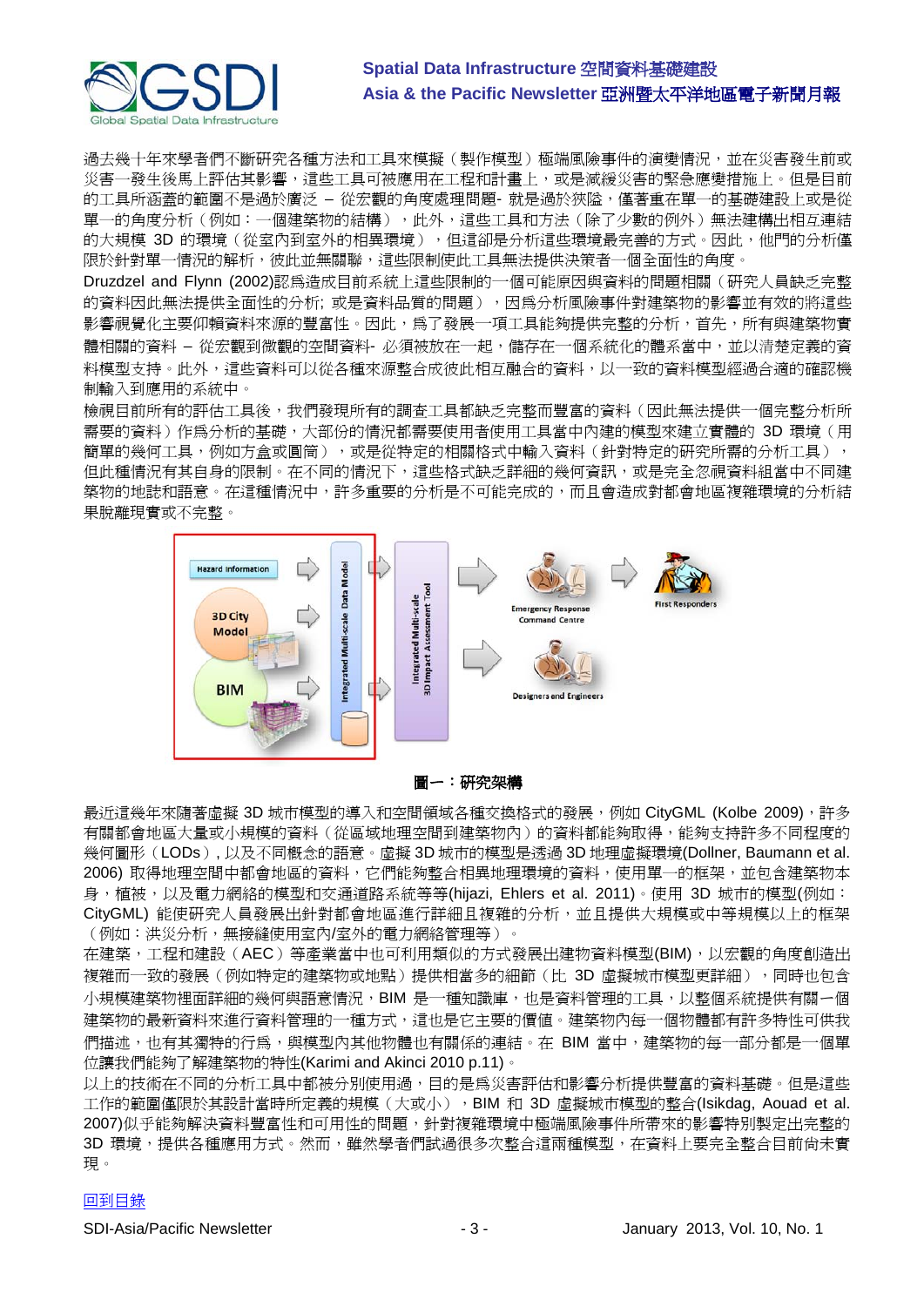過去幾十年來學者們不斷研究各種方法和工具來模擬（製作模型）極端風險事件的演變情況，並在災害發生前或災害一發生後馬上評估其影響，這些工具可被應用在工程和計畫上，或是減緩災害的緊急應變措施上。但是目前的工具所涵蓋的範圍不是過於廣泛 – 從宏觀的角度處理問題- 就是過於狹隘，僅著重在單一的基礎建設上或是從單一的角度分析（例如：一個建築物的結構），此外，這些工具和方法（除了少數的例外）無法建構出相互連結的大規模 3D 的環境（從室內到室外的相異環境），但這卻是分析這些環境最完善的方式。因此，他們的分析僅限於針對單一情況的解析，彼此並無關聯，這些限制使此工具無法提供決策者一個全面性的角度。

Druzdzel and Flynn (2002)認爲造成目前系統上這些限制的一個可能原因與資料的問題相關（研究人員缺乏完整的資料因此無法提供全面性的分析; 或是資料品質的問題），因爲分析風險事件對建築物的影響並有效的將這些影響視覺化主要仰賴資料來源的豐富性。因此，爲了發展一項工具能夠提供完整的分析，首先，所有與建築物實體相關的資料 – 從宏觀到微觀的空間資料- 必須被放在一起，儲存在一個系統化的體系當中，並以清楚定義的資料模型支持。此外，這些資料可以從各種來源整合成彼此相互融合的資料，以一致的資料模型經過合適的確認機制輸入到應用的系統中。

檢視目前所有的評估工具後，我們發現所有的調查工具都缺乏完整而豐富的資料（因此無法提供一個完整分析所需要的資料）作爲分析的基礎，大部份的情況都需要使用者使用工具當中內建的模型來建立實體的 3D 環境（用簡單的幾何工具，例如方盒或圓筒），或是從特定的相關格式中輸入資料（針對特定的研究所需的分析工具），但此種情況有其自身的限制。在不同的情況下，這些格式缺乏詳細的幾何資訊，或是完全忽視資料組當中不同建築物的地誌和語意。在這種情況中，許多重要的分析是不可能完成的，而且會造成對都會地區複雜環境的分析結果脫離現實或不完整。

**圖一：研究架構**

最近這幾年來隨著虛擬 3D 城市模型的導入和空間領域各種交換格式的發展，例如 CityGML (Kolbe 2009)，許多有關都會地區大量或小規模的資料（從區域地理空間到建築物內）的資料都能夠取得，能夠支持許多不同程度的幾何圖形（LODs），以及不同概念的語意。虛擬 3D 城市的模型是透過 3D 地理虛擬環境(Dollner, Baumann et al. 2006) 取得地理空間中都會地區的資料，它們能夠整合相異地理環境的資料，使用單一的框架，並包含建築物本身，植被，以及電力網絡的模型和交通道路系統等等(hijazi, Ehlers et al. 2011)。使用 3D 城市的模型(例如：CityGML) 能使研究人員發展出針對都會地區進行詳細且複雜的分析，並且提供大規模或中等規模以上的框架（例如：洪災分析，無接縫使用室內/室外的電力網絡管理等）。

在建築，工程和建設（AEC）等產業當中也可利用類似的方式發展出建物資料模型(BIM)，以宏觀的角度創造出複雜而一致的發展（例如特定的建築物或地點）提供相當多的細節（比 3D 虛擬城市模型更詳細），同時也包含小規模建築物裡面詳細的幾何與語意情況，BIM 是一種知識庫，也是資料管理的工具，以整個系統提供有關一個建築物的最新資料來進行資料管理的一種方式，這也是它主要的價值。建築物內每一個物體都有許多特性可供我們描述，也有其獨特的行爲，與模型內其他物體也有關係的連結。在 BIM 當中，建築物的每一部分都是一個單位讓我們能夠了解建築物的特性(Karimi and Akinci 2010 p.11)。

以上的技術在不同的分析工具中都被分別使用過，目的是爲災害評估和影響分析提供豐富的資料基礎。但是這些工作的範圍僅限於其設計當時所定義的規模（大或小），BIM 和 3D 虛擬城市模型的整合(Isikdag, Aouad et al. 2007)似乎能夠解決資料豐富性和可用性的問題，針對複雜環境中極端風險事件所帶來的影響特別製定出完整的 3D 環境，提供各種應用方式。然而，雖然學者們試過很多次整合這兩種模型，在資料上要完全整合目前尚未實現。

回到目錄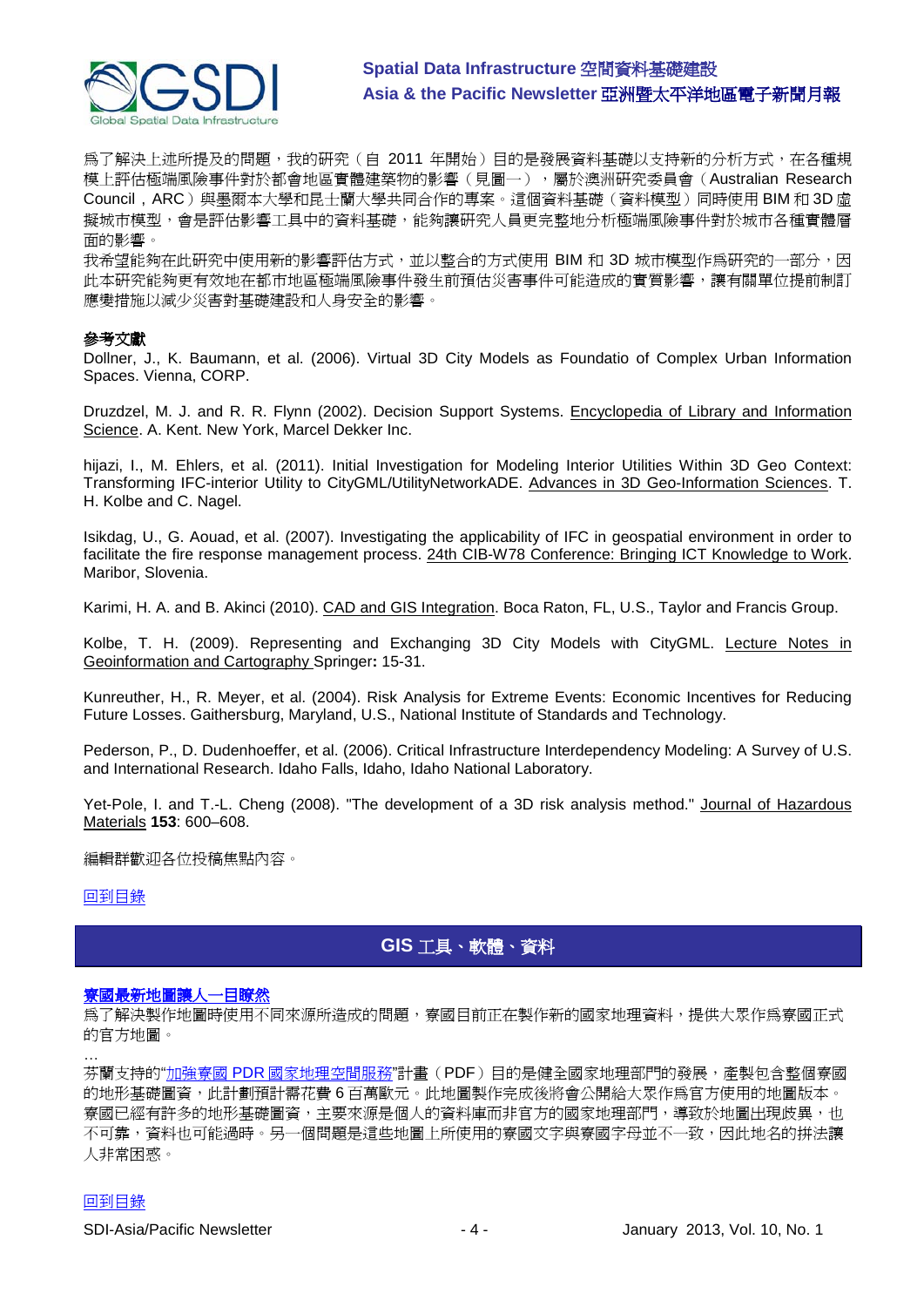為了解決上述所提及的問題，我的研究（自 2011 年開始）目的是發展資料基礎以支持新的分析方式，在各種規模上評估極端風險事件對於都會地區實體建築物的影響（見圖一），屬於澳洲研究委員會（Australian Research Council，ARC）與墨爾本大學和昆士蘭大學共同合作的專案。這個資料基礎（資料模型）同時使用 BIM 和 3D 虛擬城市模型，會是評估影響工具中的資料基礎，能夠讓研究人員更完整地分析極端風險事件對於城市各種實體層面的影響。

我希望能夠在此研究中使用新的影響評估方式，並以整合的方式使用 BIM 和 3D 城市模型作為研究的一部分，因此本研究能夠更有效地在都市地區極端風險事件發生前預估災害事件可能造成的實質影響，讓有關單位提前制訂應變措施以減少災害對基礎建設和人身安全的影響。

**參考文獻**

Dollner, J., K. Baumann, et al. (2006). Virtual 3D City Models as Foundatio of Complex Urban Information Spaces. Vienna, CORP.

Druzdzel, M. J. and R. R. Flynn (2002). Decision Support Systems. Encyclopedia of Library and Information Science. A. Kent. New York, Marcel Dekker Inc.

hijazi, I., M. Ehlers, et al. (2011). Initial Investigation for Modeling Interior Utilities Within 3D Geo Context: Transforming IFC-interior Utility to CityGML/UtilityNetworkADE. Advances in 3D Geo-Information Sciences. T. H. Kolbe and C. Nagel.

Isikdag, U., G. Aouad, et al. (2007). Investigating the applicability of IFC in geospatial environment in order to facilitate the fire response management process. 24th CIB-W78 Conference: Bringing ICT Knowledge to Work. Maribor, Slovenia.

Karimi, H. A. and B. Akinci (2010). CAD and GIS Integration. Boca Raton, FL, U.S., Taylor and Francis Group.

Kolbe, T. H. (2009). Representing and Exchanging 3D City Models with CityGML. Lecture Notes in Geoinformation and Cartography Springer**:** 15-31.

Kunreuther, H., R. Meyer, et al. (2004). Risk Analysis for Extreme Events: Economic Incentives for Reducing Future Losses. Gaithersburg, Maryland, U.S., National Institute of Standards and Technology.

Pederson, P., D. Dudenhoeffer, et al. (2006). Critical Infrastructure Interdependency Modeling: A Survey of U.S. and International Research. Idaho Falls, Idaho, Idaho National Laboratory.

Yet-Pole, I. and T.-L. Cheng (2008). "The development of a 3D risk analysis method." Journal of Hazardous Materials **153**: 600–608.

編輯群歡迎各位投稿焦點內容。

回到目錄

## GIS 工具、軟體、資料

**寮國最新地圖讓人一目瞭然**

為了解決製作地圖時使用不同來源所造成的問題，寮國目前正在製作新的國家地理資料，提供大眾作為寮國正式的官方地圖。

…

芬蘭支持的"加強寮國 PDR 國家地理空間服務"計畫（PDF）目的是健全國家地理部門的發展，產製包含整個寮國的地形基礎圖資，此計劃預計需花費 6 百萬歐元。此地圖製作完成後將會公開給大眾作為官方使用的地圖版本。寮國已經有許多的地形基礎圖資，主要來源是個人的資料庫而非官方的國家地理部門，導致於地圖出現歧異，也不可靠，資料也可能過時。另一個問題是這些地圖上所使用的寮國文字與寮國字母並不一致，因此地名的拼法讓人非常困惑。

回到目錄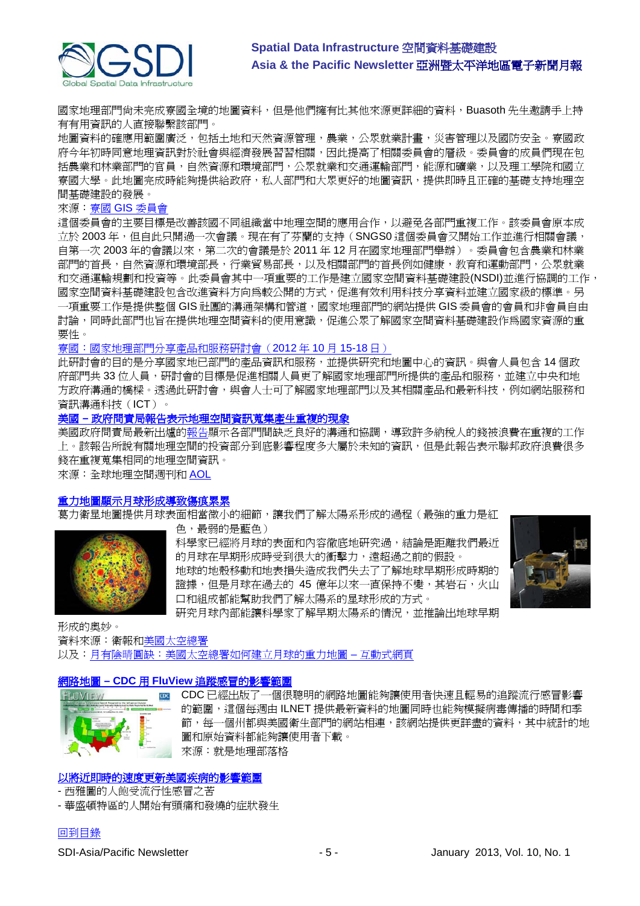國家地理部門尚未完成寮國全境的地圖資料，但是他們擁有比其他來源更詳細的資料，Buasoth 先生邀請手上持有有用資訊的人直接聯繫該部門。

地圖資料的確應用範圍廣泛，包括土地和天然資源管理，農業，公眾就業計畫，災害管理以及國防安全。寮國政府今年初時同意地理資訊對於社會與經濟發展習習相關，因此提高了相關委員會的層級。委員會的成員們現在包括農業和林業部門的官員，自然資源和環境部門，公眾就業和交通運輸部門，能源和礦業，以及理工學院和國立寮國大學。此地圖完成時能夠提供給政府，私人部門和大眾更好的地圖資訊，提供即時且正確的基礎支持地理空間基礎建設的發展。

來源：寮國 GIS 委員會

這個委員會的主要目標是改善該國不同組織當中地理空間的應用合作，以避免各部門重複工作。該委員會原本成立於 2003 年，但自此只開過一次會議。現在有了芬蘭的支持（SNGSO 這個委員會又開始工作並進行相關會議，自第一次 2003 年的會議以來，第二次的會議是於 2011 年 12 月在國家地理部門舉辦）。委員會包含農業和林業部門的首長，自然資源和環境部長，行業貿易部長，以及相關部門的首長例如健康，教育和運動部門，公眾就業和交通運輸規劃和投資等。此委員會其中一項重要的工作是建立國家空間資料基礎建設(NSDI)並進行協調的工作，國家空間資料基礎建設包含改進資料方向為較公開的方式，促進有效利用科技分享資料並建立國家級的標準。另一項重要工作是提供整個 GIS 社團的溝通架構和管道，國家地理部門的網站提供 GIS 委員會的會員和非會員自由討論，同時此部門也旨在提供地理空間資料的使用意識，促進公眾了解國家空間資料基礎建設作為國家資源的重要性。

寮國：國家地理部門分享產品和服務研討會（2012 年 10 月 15-18 日）

此研討會的目的是分享國家地已部門的產品資訊和服務，並提供研究和地圖中心的資訊。與會人員包含 14 個政府部門共 33 位人員，研討會的目標是促進相關人員更了解國家地理部門所提供的產品和服務，並建立中央和地方政府溝通的橋樑。透過此研討會，與會人士可了解國家地理部門以及其相關產品和最新科技，例如網站服務和資訊溝通科技（ICT）。

**美國 – 政府問責局報告表示地理空間資訊蒐集產生重複的現象**

美國政府問責局最新出爐的報告顯示各部門間缺乏良好的溝通和協調，導致許多納稅人的錢被浪費在重複的工作上。該報告所說有關地理空間的投資部分到底影響程度多大屬於未知的資訊，但是此報告表示聯邦政府浪費很多錢在重複蒐集相同的地理空間資訊。

來源：全球地理空間週刊和 AOL

**重力地圖顯示月球形成導致傷痕累累**

葛力衛星地圖提供月球表面相當微小的細節，讓我們了解太陽系形成的過程（最強的重力是紅色，最弱的是藍色）

科學家已經將月球的表面和內容徹底地研究過，結論是距離我們最近的月球在早期形成時受到很大的衝擊力，遠超過之前的假設。

地球的地殼移動和地表損失造成我們失去了了解地球早期形成時期的證據，但是月球在過去的 45 億年以來一直保持不變，其岩石，火山口和組成都能幫助我們了解太陽系的星球形成的方式。

研究月球內部能讓科學家了解早期太陽系的情況，並推論出地球早期形成的奧妙。

資料來源：衛報和美國太空總署

以及：月有陰晴圓缺：美國太空總署如何建立月球的重力地圖 – 互動式網頁

**網路地圖 – CDC 用 FluView 追蹤感冒的影響範圍**

CDC 已經出版了一個很聰明的網路地圖能夠讓使用者快速且輕易的追蹤流行感冒影響的範圍，這個每週由 ILNET 提供最新資料的地圖同時也能夠模擬病毒傳播的時間和季節，每一個州都與美國衛生部門的網站相連，該網站提供更詳盡的資料，其中統計的地圖和原始資料都能夠讓使用者下載。

來源：就是地理部落格

**以將近即時的速度更新美國疾病的影響範圍**

- 西雅圖的人飽受流行性感冒之苦
- 華盛頓特區的人開始有頭痛和發燒的症狀發生

回到目錄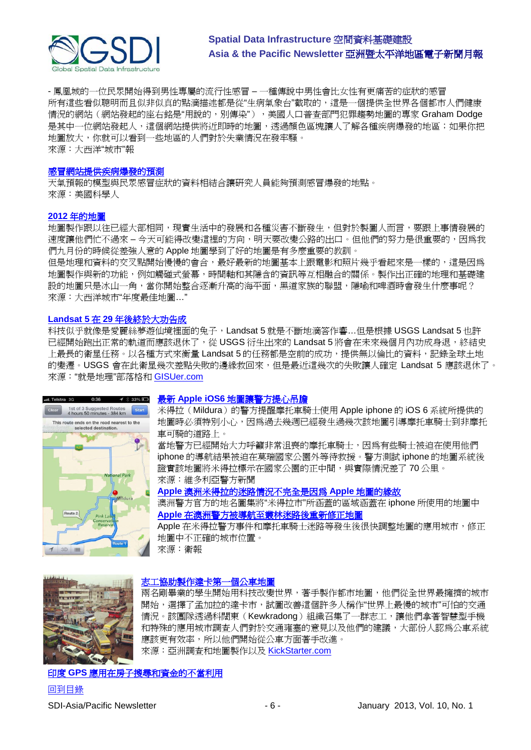- 鳳凰城的一位民眾開始得到男性專屬的流行性感冒 – 一種傳說中男性會比女性有更痛苦的症狀的感冒

所有這些看似聰明而且似非似真的點滴描述都是從"生病氣象台"截取的，這是一個提供全世界各個都市人們健康情況的網站（網站發起的座右銘是"用說的，別傳染"），美國人口普查部門犯罪趨勢地圖的專家 Graham Dodge 是其中一位網站發起人，這個網站提供將近即時的地圖，透過顏色區塊讓人了解各種疾病爆發的地區；如果你把地圖放大，你就可以看到一些地區的人們對於失業情況在發牢騷。

來源：大西洋"城市"報

**感冒網站提供疾病爆發的預測**

天氣預報的模型與民眾感冒症狀的資料相結合讓研究人員能夠預測感冒爆發的地點。

來源：美國科學人

**2012 年的地圖**

地圖製作跟以往已經大部相同，現實生活中的發展和各種災害不斷發生，但對於製圖人而言，要跟上事情發展的速度讓他們忙不過來 – 今天可能得改變這裡的方向，明天要改變公路的出口。但他們的努力是很重要的，因爲我們九月份的時候從差強人意的 Apple 地圖學到了好的地圖是有多麼重要的教訓。

但是地理和資料的交叉點開始慢慢的會合，最好最新的地圖基本上跟電影和照片幾乎看起來是一樣的，這是因爲地圖製作與新的功能，例如觸碰式螢幕，時間軸和其隱含的資訊等互相融合的關係。製作出正確的地理和基礎建設的地圖只是冰山一角，當你開始整合逐漸升高的海平面，黑道家族的聯盟，隱喻和啤酒時會發生什麼事呢？

來源：大西洋城市"年度最佳地圖…"

**Landsat 5 在 29 年後終於大功告成**

科技似乎就像是愛麗絲夢遊仙境裡面的兔子，Landsat 5 就是不斷地滴答作響…但是根據 USGS Landsat 5 也許已經開始跑出正常的軌道而應該退休了，從 USGS 衍生出來的 Landsat 5 將會在未來幾個月內功成身退，終結史上最長的衛星任務。以各種方式來衡量 Landsat 5 的任務都是空前的成功，提供無以倫比的資料，記錄全球土地的變遷。USGS 會在此衛星幾次差點失敗的邊緣救回來，但是最近這幾次的失敗讓人確定 Landsat 5 應該退休了。

來源："就是地理"部落格和 GISUer.com

**最新 Apple iOS6 地圖讓警方提心吊膽**

米得拉（Mildura）的警方提醒摩托車騎士使用 Apple iphone 的 iOS 6 系統所提供的地圖時必須特別小心，因爲過去幾週已經發生過幾次該地圖引導摩托車騎士到非摩托車可騎的道路上。

當地警方已經開始大力呼籲非常沮喪的摩托車騎士，因爲有些騎士被迫在使用他們 iphone 的導航結果被迫在莫瑞國家公園外等待救援。警方測試 iphone 的地圖系統後證實該地圖將米得拉標示在國家公園的正中間，與實際情況差了 70 公里。

來源：維多利亞警方新聞

**Apple 澳洲米得拉的迷路情況不完全是因爲 Apple 地圖的緣故**

澳洲警方官方的地名圖集將"米得拉市"所涵蓋的區域涵蓋在 iphone 所使用的地圖中

**Apple 在澳洲警方被導航至叢林迷路後重新修正地圖**

Apple 在米得拉警方事件和摩托車騎士迷路等發生後很快調整地圖的應用城市，修正地圖中不正確的城市位置。

來源：衛報

**志工協助製作達卡第一個公車地圖**

兩名剛畢業的學生開始用科技改變世界，著手製作都市地圖，他們從全世界最擁擠的城市開始，選擇了孟加拉的達卡市，試圖改善這個許多人稱作"世界上最慢的城市"可怕的交通情況。該團隊透過科闊東（Kewkradong）組織召集了一群志工，讓他們拿著智慧型手機和特殊的應用城市調查人們對於交通雍塞的意見以及他們的建議，大部份人認爲公車系統應該更有效率，所以他們開始從公車方面著手改進。

來源：亞洲調查和地圖製作以及 KickStarter.com

**印度 GPS 應用在房子搜尋和資金的不當利用**

回到目錄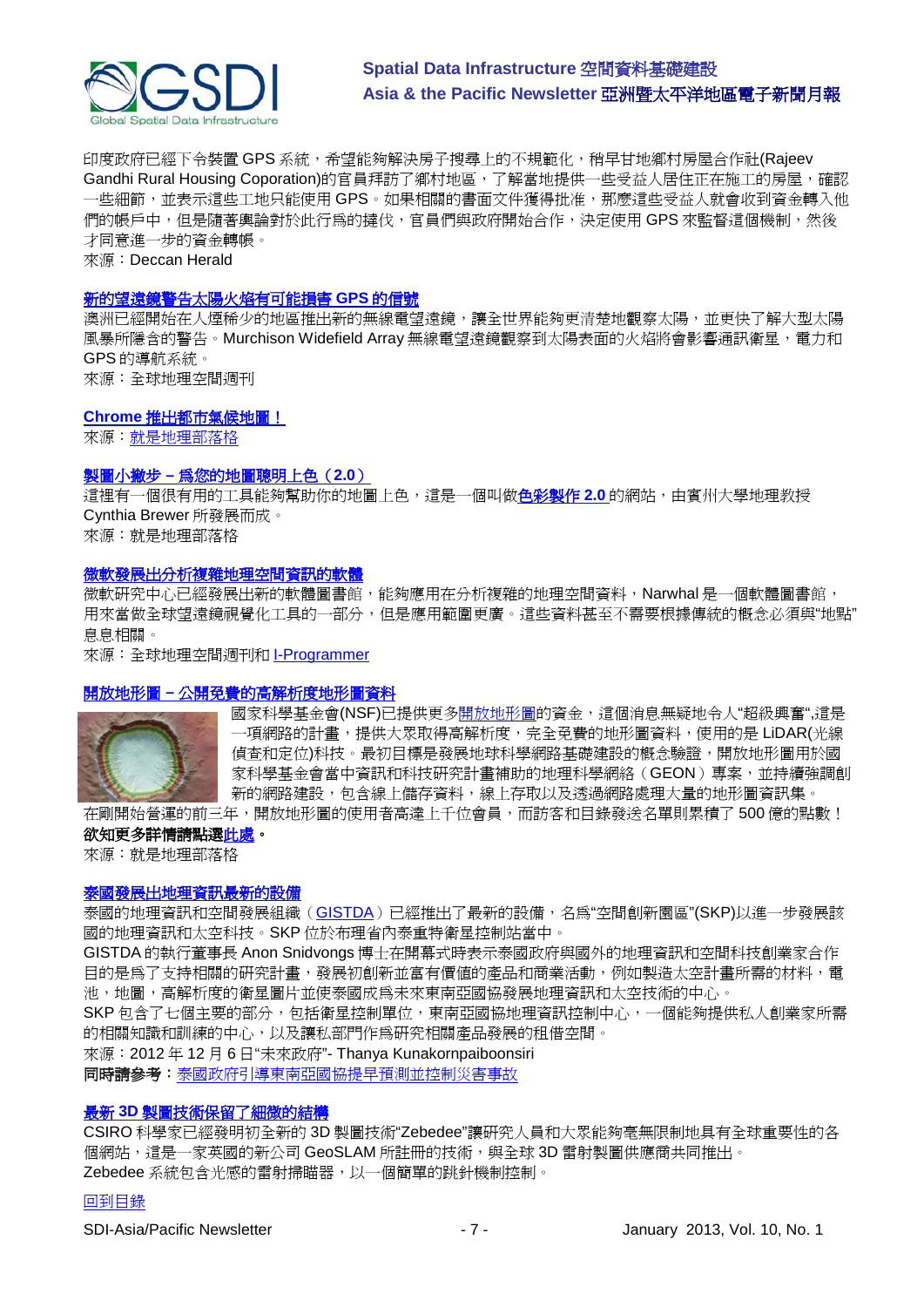印度政府已經下令裝置 GPS 系統，希望能夠解決房子搜尋上的不規範化，稍早甘地鄉村房屋合作社(Rajeev Gandhi Rural Housing Coporation)的官員拜訪了鄉村地區，了解當地提供一些受益人居住正在施工的房屋，確認一些細節，並表示這些工地只能使用 GPS。如果相關的書面文件獲得批准，那麼這些受益人就會收到資金轉入他們的帳戶中，但是隨著輿論對於此行為的撻伐，官員們與政府開始合作，決定使用 GPS 來監督這個機制，然後才同意進一步的資金轉帳。
來源：Deccan Herald

### 新的望遠鏡警告太陽火焰有可能損害 GPS 的信號

澳洲已經開始在人煙稀少的地區推出新的無線電望遠鏡，讓全世界能夠更清楚地觀察太陽，並更快了解大型太陽風暴所隱含的警告。Murchison Widefield Array 無線電望遠鏡觀察到太陽表面的火焰將會影響通訊衛星，電力和 GPS 的導航系統。
來源：全球地理空間週刊

### Chrome 推出都市氣候地圖！

來源：就是地理部落格

### 製圖小撇步－為您的地圖聰明上色（2.0）

這裡有一個很有用的工具能夠幫助你的地圖上色，這是一個叫做色彩製作 2.0 的網站，由賓州大學地理教授 Cynthia Brewer 所發展而成。
來源：就是地理部落格

### 微軟發展出分析複雜地理空間資訊的軟體

微軟研究中心已經發展出新的軟體圖書館，能夠應用在分析複雜的地理空間資料，Narwhal 是一個軟體圖書館，用來當做全球望遠鏡視覺化工具的一部分，但是應用範圍更廣。這些資料甚至不需要根據傳統的概念必須與"地點"息息相關。
來源：全球地理空間週刊和 I-Programmer

### 開放地形圖－公開免費的高解析度地形圖資料

國家科學基金會(NSF)已提供更多開放地形圖的資金，這個消息無疑地令人"超級興奮",這是一項網路的計畫，提供大眾取得高解析度，完全免費的地形圖資料，使用的是 LiDAR(光線偵查和定位)科技。最初目標是發展地球科學網路基礎建設的概念驗證，開放地形圖用於國家科學基金會當中資訊和科技研究計畫補助的地理科學網絡（GEON）專案，並持續強調創新的網路建設，包含線上儲存資料，線上存取以及透過網路處理大量的地形圖資訊集。
在剛開始營運的前三年，開放地形圖的使用者高達上千位會員，而訪客和目錄發送名單則累積了 500 億的點數！**欲知更多詳情請點選此處。**
來源：就是地理部落格

### 泰國發展出地理資訊最新的設備

泰國的地理資訊和空間發展組織（GISTDA）已經推出了最新的設備，名為"空間創新園區"(SKP)以進一步發展該國的地理資訊和太空科技。SKP 位於布理省內泰重特衛星控制站當中。
GISTDA 的執行董事長 Anon Snidvongs 博士在開幕式時表示泰國政府與國外的地理資訊和空間科技創業家合作目的是為了支持相關的研究計畫，發展初創新並富有價值的產品和商業活動，例如製造太空計畫所需的材料，電池，地圖，高解析度的衛星圖片並使泰國成為未來東南亞國協發展地理資訊和太空技術的中心。
SKP 包含了七個主要的部分，包括衛星控制單位，東南亞國協地理資訊控制中心，一個能夠提供私人創業家所需的相關知識和訓練的中心，以及讓私部門作為研究相關產品發展的租借空間。
來源：2012 年 12 月 6 日"未來政府"- Thanya Kunakornpaiboonsiri
**同時請參考：**泰國政府引導東南亞國協提早預測並控制災害事故

### 最新 3D 製圖技術保留了細微的結構

CSIRO 科學家已經發明初全新的 3D 製圖技術"Zebedee"讓研究人員和大眾能夠毫無限制地具有全球重要性的各個網站，這是一家英國的新公司 GeoSLAM 所註冊的技術，與全球 3D 雷射製圖供應商共同推出。
Zebedee 系統包含光感的雷射掃瞄器，以一個簡單的跳針機制控制。

回到目錄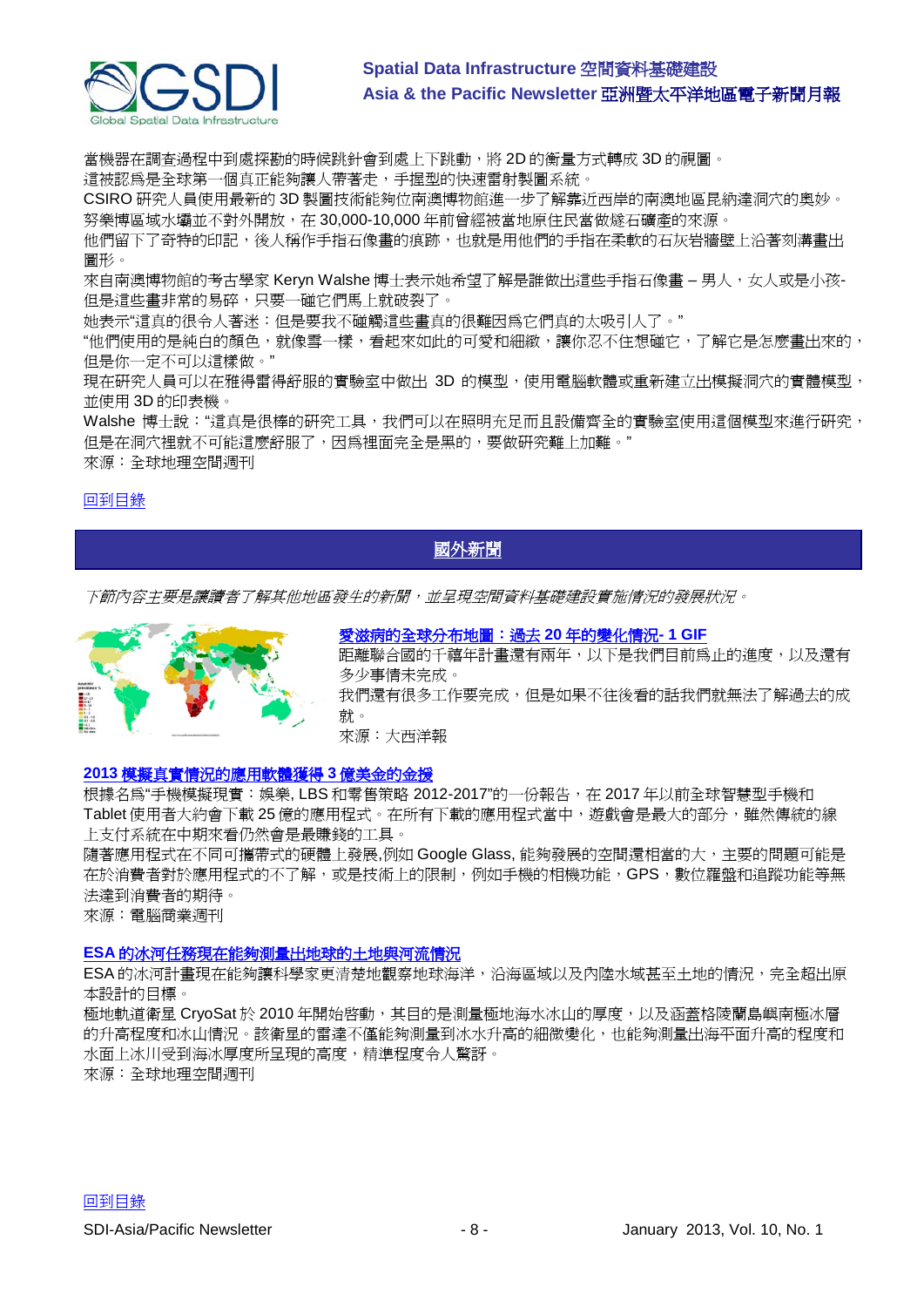當機器在調查過程中到處探勘的時候跳針會到處上下跳動，將 2D 的衡量方式轉成 3D 的視圖。
這被認為是全球第一個真正能夠讓人帶著走，手握型的快速雷射製圖系統。
CSIRO 研究人員使用最新的 3D 製圖技術能夠位南澳博物館進一步了解靠近西岸的南澳地區昆納達洞穴的奧妙。
努樂博區域水壩並不對外開放，在 30,000-10,000 年前曾經被當地原住民當做燧石礦產的來源。
他們留下了奇特的印記，後人稱作手指石像畫的痕跡，也就是用他們的手指在柔軟的石灰岩牆壁上沿著刻溝畫出圖形。
來自南澳博物館的考古學家 Keryn Walshe 博士表示她希望了解是誰做出這些手指石像畫 – 男人，女人或是小孩-但是這些畫非常的易碎，只要一碰它們馬上就破裂了。
她表示"這真的很令人著迷：但是要我不碰觸這些畫真的很難因為它們真的太吸引人了。"
"他們使用的是純白的顏色，就像雪一樣，看起來如此的可愛和細緻，讓你忍不住想碰它，了解它是怎麼畫出來的，但是你一定不可以這樣做。"
現在研究人員可以在雅得舒服的實驗室中做出 3D 的模型，使用電腦軟體或重新建立出模擬洞穴的實體模型，並使用 3D 的印表機。
Walshe 博士說："這真是很棒的研究工具，我們可以在照明充足而且設備齊全的實驗室使用這個模型來進行研究，但是在洞穴裡就不可能這麼舒服了，因為裡面完全是黑的，要做研究難上加難。"
來源：全球地理空間週刊

回到目錄

## 國外新聞

*下節內容主要是讓讀者了解其他地區發生的新聞，並呈現空間資料基礎建設實施情況的發展狀況。*

### 愛滋病的全球分布地圖：過去 20 年的變化情況- 1 GIF

距離聯合國的千禧年計畫還有兩年，以下是我們目前為止的進度，以及還有多少事情未完成。
我們還有很多工作要完成，但是如果不往後看的話我們就無法了解過去的成就。
來源：大西洋報

### 2013 模擬真實情況的應用軟體獲得 3 億美金的金援

根據名為"手機模擬現實：娛樂, LBS 和零售策略 2012-2017"的一份報告，在 2017 年以前全球智慧型手機和 Tablet 使用者大約會下載 25 億的應用程式。在所有下載的應用程式當中，遊戲會是最大的部分，雖然傳統的線上支付系統在中期來看仍然會是最賺錢的工具。
隨著應用程式在不同可攜帶式的硬體上發展,例如 Google Glass, 能夠發展的空間還相當的大，主要的問題可能是在於消費者對於應用程式的不了解，或是技術上的限制，例如手機的相機功能，GPS，數位羅盤和追蹤功能等無法達到消費者的期待。
來源：電腦商業週刊

### ESA 的冰河任務現在能夠測量出地球的土地與河流情況

ESA 的冰河計畫現在能夠讓科學家更清楚地觀察地球海洋，沿海區域以及內陸水域甚至土地的情況，完全超出原本設計的目標。
極地軌道衛星 CryoSat 於 2010 年開始啓動，其目的是測量極地海水冰山的厚度，以及涵蓋格陵蘭島嶼南極冰層的升高程度和冰山情況。該衛星的雷達不僅能夠測量到冰水升高的細微變化，也能夠測量出海平面升高的程度和水面上冰川受到海冰厚度所呈現的高度，精準程度令人驚訝。
來源：全球地理空間週刊

回到目錄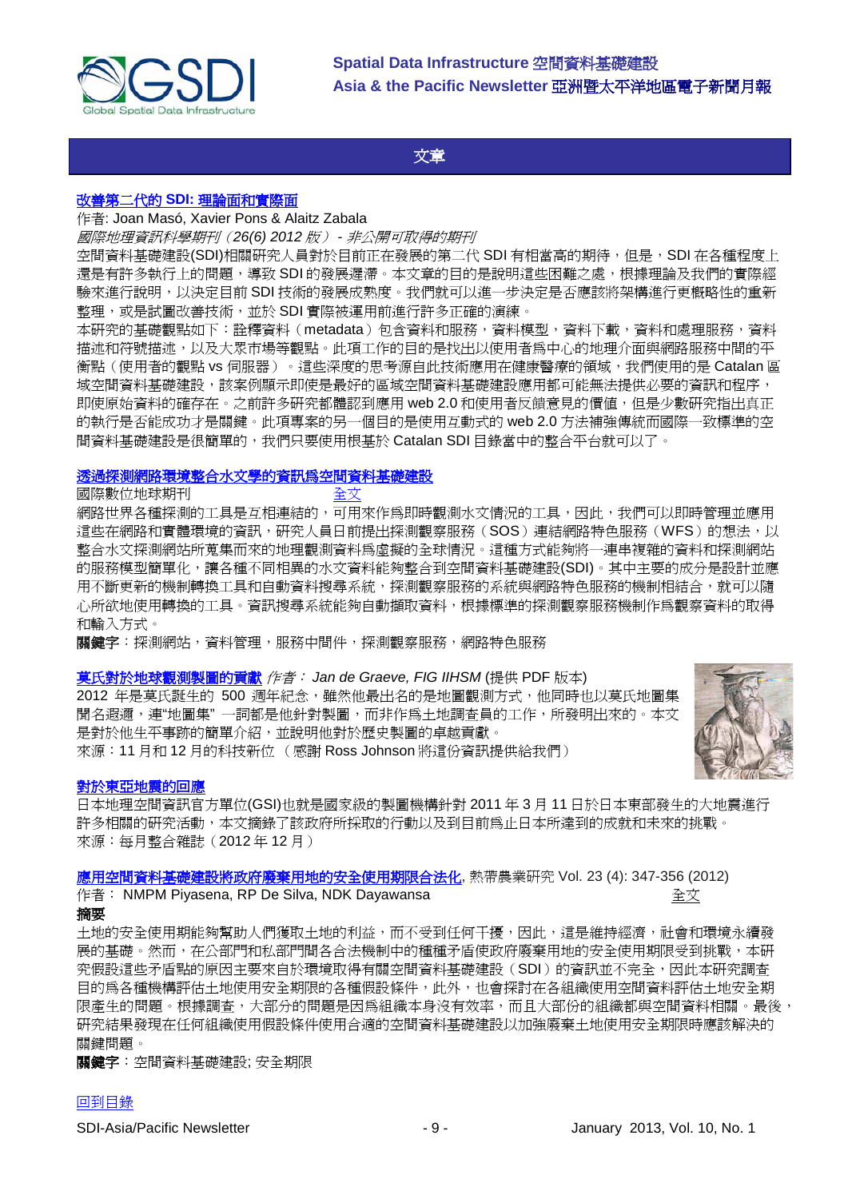## 文章

[改善第二代的 SDI: 理論面和實際面]

作者: Joan Masó, Xavier Pons & Alaitz Zabala

*國際地理資訊科學期刊（26(6) 2012 版）- 非公開可取得的期刊*

空間資料基礎建設(SDI)相關研究人員對於目前正在發展的第二代 SDI 有相當高的期待，但是，SDI 在各種程度上還是有許多執行上的問題，導致 SDI 的發展遲滯。本文章的目的是說明這些困難之處，根據理論及我們的實際經驗來進行說明，以決定目前 SDI 技術的發展成熟度。我們就可以進一步決定是否應該將架構進行更概略性的重新整理，或是試圖改善技術，並於 SDI 實際被運用前進行許多正確的演練。

本研究的基礎觀點如下：詮釋資料（metadata）包含資料和服務，資料模型，資料下載，資料和處理服務，資料描述和符號描述，以及大眾市場等觀點。此項工作的目的是找出以使用者為中心的地理介面與網路服務中間的平衡點（使用者的觀點 vs 伺服器）。這些深度的思考源自此技術應用在健康醫療的領域，我們使用的是 Catalan 區域空間資料基礎建設，該案例顯示即使是最好的區域空間資料基礎建設應用都可能無法提供必要的資訊和程序，即使原始資料的確存在。之前許多研究都體認到應用 web 2.0 和使用者反饋意見的價值，但是少數研究指出真正的執行是否能成功才是關鍵。此項專案的另一個目的是使用互動式的 web 2.0 方法補強傳統而國際一致標準的空間資料基礎建設是很簡單的，我們只要使用根基於 Catalan SDI 目錄當中的整合平台就可以了。

[透過探測網路環境整合水文學的資訊為空間資料基礎建設]

國際數位地球期刊 [全文]

網路世界各種探測的工具是互相連結的，可用來作為即時觀測水文情況的工具，因此，我們可以即時管理並應用這些在網路和實體環境的資訊，研究人員日前提出探測觀察服務（SOS）連結網路特色服務（WFS）的想法，以整合水文探測網站所蒐集而來的地理觀測資料為虛擬的全球情況。這種方式能夠將一連串複雜的資料和探測網站的服務模型簡單化，讓各種不同相異的水文資料能夠整合到空間資料基礎建設(SDI)。其中主要的成分是設計並應用不斷更新的機制轉換工具和自動資料搜尋系統，探測觀察服務的系統與網路特色服務的機制相結合，就可以隨心所欲地使用轉換的工具。資訊搜尋系統能夠自動擷取資料，根據標準的探測觀察服務機制作為觀察資料的取得和輸入方式。

**關鍵字**：探測網站，資料管理，服務中間件，探測觀察服務，網路特色服務

[莫氏對於地球觀測製圖的貢獻] *作者： Jan de Graeve, FIG IIHSM* (提供 PDF 版本)

2012 年是莫氏誕生的 500 週年紀念，雖然他最出名的是地圖觀測方式，他同時也以莫氏地圖集聞名遐邇，連"地圖集" 一詞都是他針對製圖，而非作為土地調查員的工作，所發明出來的。本文是對於他生平事跡的簡單介紹，並說明他對於歷史製圖的卓越貢獻。

來源：11 月和 12 月的科技新位 （感謝 Ross Johnson 將這份資訊提供給我們）

[對於東亞地震的回應]

日本地理空間資訊官方單位(GSI)也就是國家級的製圖機構針對 2011 年 3 月 11 日於日本東部發生的大地震進行許多相關的研究活動，本文摘錄了該政府所採取的行動以及到目前為止日本所達到的成就和未來的挑戰。

來源：每月整合雜誌（2012 年 12 月）

[應用空間資料基礎建設將政府廢棄用地的安全使用期限合法化], 熱帶農業研究 Vol. 23 (4): 347-356 (2012)

作者： NMPM Piyasena, RP De Silva, NDK Dayawansa [全文]

**摘要**

土地的安全使用期能夠幫助人們獲取土地的利益，而不受到任何干擾，因此，這是維持經濟，社會和環境永續發展的基礎。然而，在公部門和私部門門各合法機制中的種種矛盾使政府廢棄用地的安全使用期限受到挑戰，本研究假設這些矛盾點的原因主要來自於環境取得有關空間資料基礎建設（SDI）的資訊並不完全，因此本研究調查目的為各種機構評估土地使用安全期限的各種假設條件，此外，也會探討在各組織使用空間資料評估土地安全期限產生的問題。根據調查，大部分的問題是因為組織本身沒有效率，而且大部份的組織都與空間資料相關。最後，研究結果發現在任何組織使用假設條件使用合適的空間資料基礎建設以加強廢棄土地使用安全期限時應該解決的關鍵問題。

**關鍵字**：空間資料基礎建設; 安全期限

[回到目錄]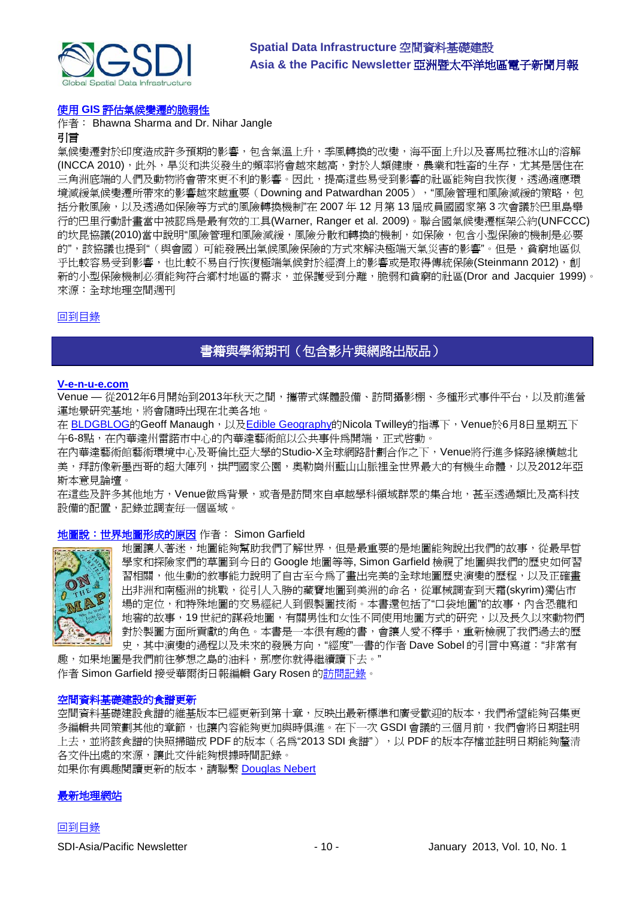[使用 GIS 評估氣候變遷的脆弱性](#)

作者： Bhawna Sharma and Dr. Nihar Jangle

**引言**

氣候變遷對於印度造成許多預期的影響，包含氣溫上升，季風轉換的改變，海平面上升以及喜馬拉雅冰山的溶解(INCCA 2010)，此外，旱災和洪災發生的頻率將會越來越高，對於人類健康，農業和牲畜的生存，尤其是居住在三角洲底端的人們及動物將會帶來更不利的影響。因此，提高這些易受到影響的社區能夠自我恢復，透過適應環境減緩氣候變遷所帶來的影響越來越重要（Downing and Patwardhan 2005），"風險管理和風險減緩的策略，包括分散風險，以及透過如保險等方式的風險轉換機制"在 2007 年 12 月第 13 屆成員國國家第 3 次會議於巴里島舉行的巴里行動計畫當中被認為是最有效的工具(Warner, Ranger et al. 2009)。聯合國氣候變遷框架公約(UNFCCC)的坎昆協議(2010)當中說明"風險管理和風險減緩，風險分散和轉換的機制，如保險，包含小型保險的機制是必要的"，該協議也提到"（與會國）可能發展出氣候風險保險的方式來解決極端天氣災害的影響"。但是，貧窮地區似乎比較容易受到影響，也比較不易自行恢復極端氣候對於經濟上的影響或是取得傳統保險(Steinmann 2012)，創新的小型保險機制必須能夠符合鄉村地區的需求，並保護受到分離，脆弱和貧窮的社區(Dror and Jacquier 1999)。來源：全球地理空間週刊

[回到目錄](#)

## 書籍與學術期刊（包含影片與網路出版品）

**[V-e-n-u-e.com](#)**

Venue — 從2012年6月開始到2013年秋天之間，攜帶式媒體設備、訪問攝影棚、多種形式事件平台，以及前進營運地景研究基地，將會隨時出現在北美各地。

在 [BLDGBLOG](#)的Geoff Manaugh，以及[Edible Geography](#)的Nicola Twilley的指導下，Venue於6月8日星期五下午6-8點，在內華達州雷諾市中心的內華達藝術館以公共事件為開端，正式啓動。

在內華達藝術館藝術環境中心及哥倫比亞大學的Studio-X全球網路計劃合作之下，Venue將行進多條路線橫越北美，拜訪像新墨西哥的超大陣列，拱門國家公園，奧勒岡州藍山山脈裡全世界最大的有機生命體，以及2012年亞斯本意見論壇。

在這些及許多其他地方，Venue做為背景，或者是訪問來自卓越學科領域群眾的集合地，甚至透過類比及高科技設備的配置，記錄並調查每一個區域。

**[地圖說：世界地圖形成的原因](#)** 作者： Simon Garfield

地圖讓人著迷，地圖能夠幫助我們了解世界，但是最重要的是地圖能夠說出我們的故事，從最早哲學家和探險家們的草圖到今日的 Google 地圖等等, Simon Garfield 檢視了地圖與我們的歷史如何習習相關，他生動的敘事能力說明了自古至今為了畫出完美的全球地圖歷史演變的歷程，以及正確畫出非洲和南極洲的挑戰，從引人入勝的藏寶地圖到美洲的命名，從軍械調查到天霜(skyrim)獨佔市場的定位，和特殊地圖的交易經紀人到假製圖技術。本書還包括了"口袋地圖"的故事，內含恐龍和地窖的故事，19 世紀的謀殺地圖，有關男性和女性不同使用地圖方式的研究，以及長久以來動物們對於製圖方面所貢獻的角色。本書是一本很有趣的書，會讓人愛不釋手，重新檢視了我們過去的歷史，其中演變的過程以及未來的發展方向，"經度"一書的作者 Dave Sobel 的引言中寫道："非常有趣，如果地圖是我們前往夢想之島的油料，那麼你就得繼續讀下去。"

作者 Simon Garfield 接受華爾街日報編輯 Gary Rosen 的[訪問記錄](#)。

**[空間資料基礎建設的食譜更新](#)**

空間資料基礎建設食譜的維基版本已經更新到第十章，反映出最新標準和廣受歡迎的版本，我們希望能夠召集更多編輯共同策劃其他的章節，也讓內容能夠更加與時俱進。在下一次 GSDI 會議的三個月前，我們會將日期註明上去，並將該食譜的快照掃瞄成 PDF 的版本（名為"2013 SDI 食譜"），以 PDF 的版本存檔並註明日期能夠釐清各文件出處的來源，讓此文件能夠根據時間記錄。

如果你有興趣閱讀更新的版本，請聯繫 [Douglas Nebert](#)

**[最新地理網站](#)**

[回到目錄](#)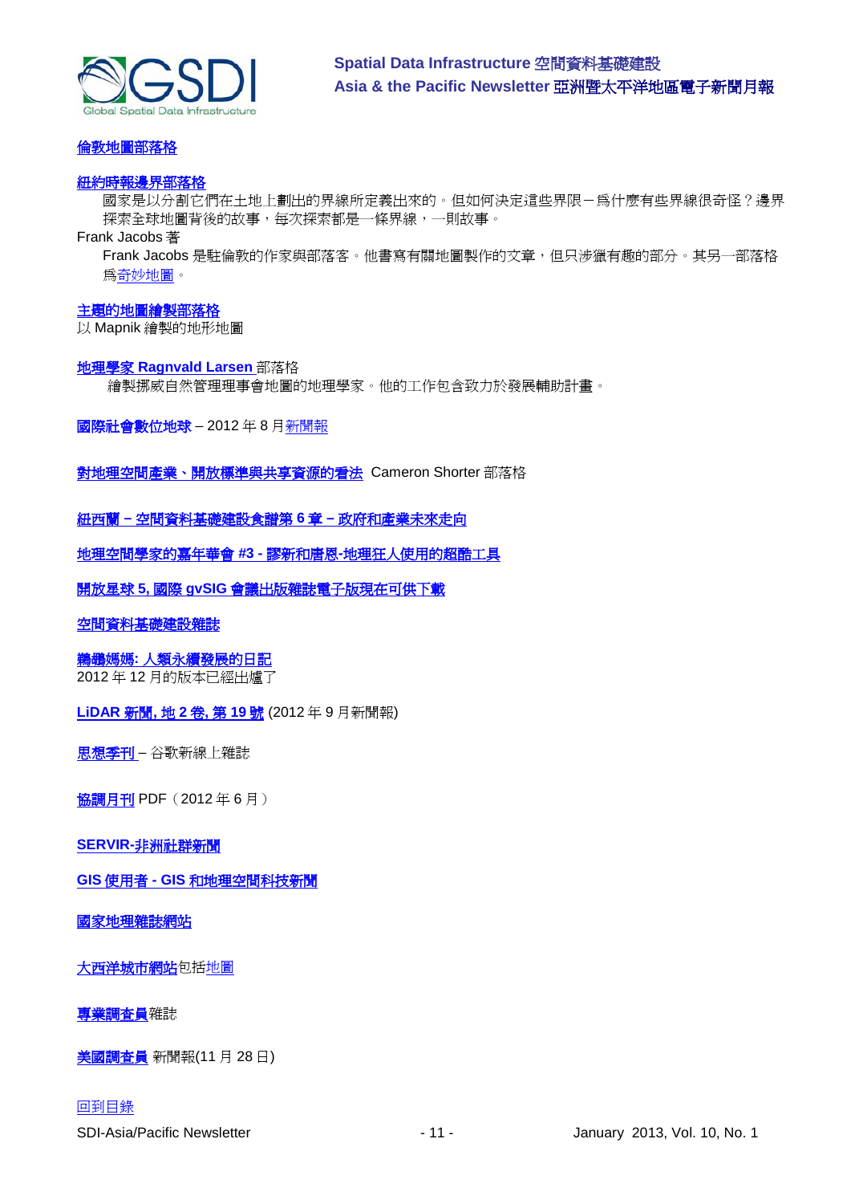倫敦地圖部落格

紐約時報邊界部落格

國家是以分割它們在土地上劃出的界線所定義出來的。但如何決定這些界限－為什麼有些界線很奇怪？邊界探索全球地圖背後的故事，每次探索都是一條界線，一則故事。

Frank Jacobs 著

Frank Jacobs 是駐倫敦的作家與部落客。他書寫有關地圖製作的文章，但只涉獵有趣的部分。其另一部落格為奇妙地圖。

主題的地圖繪製部落格

以 Mapnik 繪製的地形地圖

地理學家 Ragnvald Larsen 部落格

繪製挪威自然管理理事會地圖的地理學家。他的工作包含致力於發展輔助計畫。

國際社會數位地球 – 2012 年 8 月新聞報

對地理空間產業、開放標準與共享資源的看法 Cameron Shorter 部落格

紐西蘭 – 空間資料基礎建設食譜第 6 章 – 政府和產業未來走向

地理空間學家的嘉年華會 #3 - 謬和唐恩-地理狂人使用的超酷工具

開放星球 5, 國際 gvSIG 會議出版雜誌電子版現在可供下載

空間資料基礎建設雜誌

鵜鶘媽媽: 人類永續發展的日記

2012 年 12 月的版本已經出爐了

LiDAR 新聞, 地 2 卷, 第 19 號 (2012 年 9 月新聞報)

思想季刊 – 谷歌新線上雜誌

協調月刊 PDF（2012 年 6 月）

SERVIR-非洲社群新聞

GIS 使用者 - GIS 和地理空間科技新聞

國家地理雜誌網站

大西洋城市網站包括地圖

專業調查員雜誌

美國調查員 新聞報(11 月 28 日)

回到目錄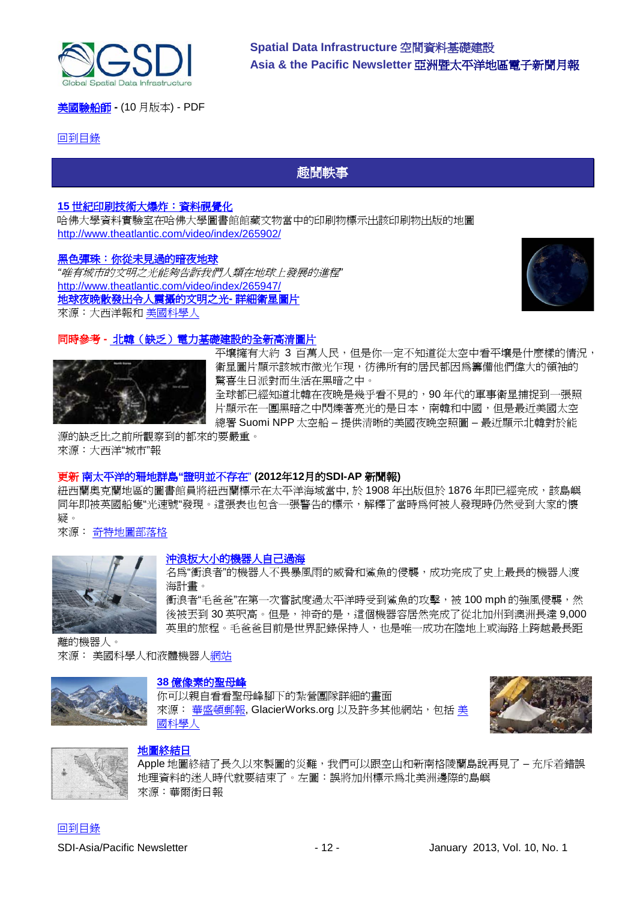美國驗船師 - (10 月版本) - PDF

回到目錄

## 趣聞軼事

**15 世紀印刷技術大爆炸：資料視覺化**
哈佛大學資料實驗室在哈佛大學圖書館館藏文物當中的印刷物標示出該印刷物出版的地圖
http://www.theatlantic.com/video/index/265902/

**黑色彈珠：你從未見過的暗夜地球**
*"唯有城市的文明之光能夠告訴我們人類在地球上發展的進程"*
http://www.theatlantic.com/video/index/265947/
地球夜晚散發出令人震撼的文明之光- 詳細衛星圖片
來源：大西洋報和 美國科學人

**同時參考 - 北韓（缺乏）電力基礎建設的全新高清圖片**
平壤擁有大約 3 百萬人民，但是你一定不知道從太空中看平壤是什麼樣的情況，衛星圖片顯示該城市微光乍現，彷彿所有的居民都因為籌備他們偉大的領袖的驚喜生日派對而生活在黑暗之中。
全球都已經知道北韓在夜晚是幾乎看不見的，90 年代的軍事衛星捕捉到一張照片顯示在一團黑暗之中閃爍著亮光的是日本，南韓和中國，但是最近美國太空總署 Suomi NPP 太空船 – 提供清晰的美國夜晚空照圖 – 最近顯示北韓對於能源的缺乏比之前所觀察到的都來的要嚴重。
來源：大西洋"城市"報

**更新 南太平洋的珊地群島"證明並不存在" (2012年12月的SDI-AP 新聞報)**
紐西蘭奧克蘭地區的圖書館員將紐西蘭標示在太平洋海域當中, 於 1908 年出版但於 1876 年即已經完成，該島嶼同年即被英國船隻"光速號"發現。這張表也包含一張警告的標示，解釋了當時為何被人發現時仍然受到大家的懷疑。
來源： 奇特地圖部落格

**沖浪板大小的機器人自己過海**
名為"衝浪者"的機器人不畏暴風雨的威脅和鯊魚的侵襲，成功完成了史上最長的機器人渡海計畫。
衝浪者"毛爸爸"在第一次嘗試度過太平洋時受到鯊魚的攻擊，被 100 mph 的強風侵襲，然後被丟到 30 英呎高。但是，神奇的是，這個機器容居然完成了從北加州到澳洲長達 9,000 英里的旅程。毛爸爸目前是世界記錄保持人，也是唯一成功在陸地上或海路上跨越最長距離的機器人。
來源： 美國科學人和液體機器人網站

**38 億像素的聖母峰**
你可以親自看看聖母峰腳下的紮營團隊詳細的畫面
來源： 華盛頓郵報, GlacierWorks.org 以及許多其他網站，包括 美國科學人

**地圖終結日**
Apple 地圖終結了長久以來製圖的災難，我們可以跟空山和新南格陵蘭島說再見了 – 充斥着錯誤地理資料的迷人時代就要結束了。左圖：誤將加州標示為北美洲邊際的島嶼
來源：華爾街日報

回到目錄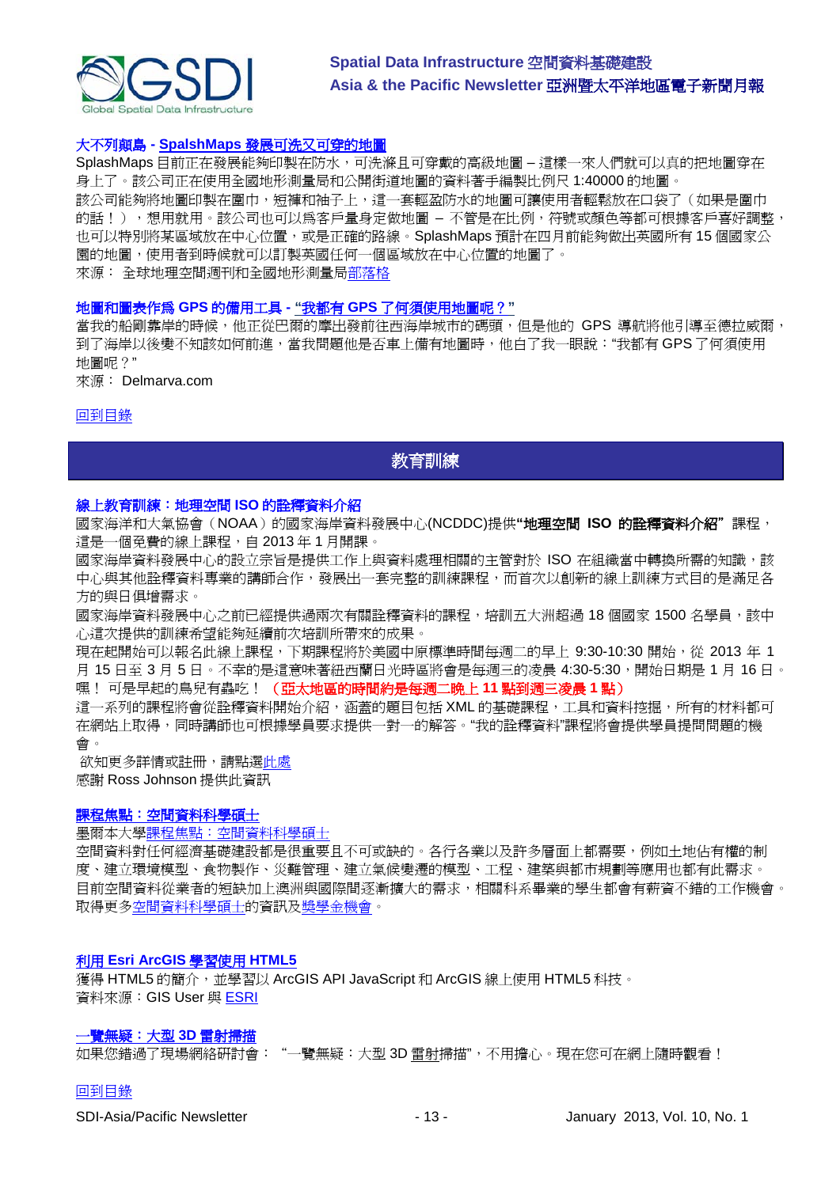**大不列顛島 - SpalshMaps 發展可洗又可穿的地圖**

SplashMaps 目前正在發展能夠印製在防水，可洗滌且可穿戴的高級地圖 – 這樣一來人們就可以真的把地圖穿在身上了。該公司正在使用全國地形測量局和公開街道地圖的資料著手編製比例尺 1:40000 的地圖。

該公司能夠將地圖印製在圍巾，短褲和袖子上，這一套輕盈防水的地圖可讓使用者輕鬆放在口袋了（如果是圍巾的話！），想用就用。該公司也可以爲客戶量身定做地圖 – 不管是在比例，符號或顏色等都可根據客戶喜好調整，也可以特別將某區域放在中心位置，或是正確的路線。SplashMaps 預計在四月前能夠做出英國所有 15 個國家公園的地圖，使用者到時候就可以訂製英國任何一個區域放在中心位置的地圖了。

來源： 全球地理空間週刊和全國地形測量局部落格

**地圖和圖表作爲 GPS 的備用工具 - "我都有 GPS 了何須使用地圖呢？"**

當我的船剛靠岸的時候，他正從巴爾的摩出發前往西海岸城市的碼頭，但是他的 GPS 導航將他引導至德拉威爾，到了海岸以後變不知該如何前進，當我問題他是否車上備有地圖時，他白了我一眼說："我都有 GPS 了何須使用地圖呢？"

來源： Delmarva.com

回到目錄

## 教育訓練

**線上教育訓練：地理空間 ISO 的詮釋資料介紹**

國家海洋和大氣協會（NOAA）的國家海岸資料發展中心(NCDDC)提供**"地理空間 ISO 的詮釋資料介紹"** 課程，這是一個免費的線上課程，自 2013 年 1 月開課。

國家海岸資料發展中心的設立宗旨是提供工作上與資料處理相關的主管對於 ISO 在組織當中轉換所需的知識，該中心與其他詮釋資料專業的講師合作，發展出一套完整的訓練課程，而首次以創新的線上訓練方式目的是滿足各方的與日俱增需求。

國家海岸資料發展中心之前已經提供過兩次有關詮釋資料的課程，培訓五大洲超過 18 個國家 1500 名學員，該中心這次提供的訓練希望能夠延續前次培訓所帶來的成果。

現在起開始可以報名此線上課程，下期課程將於美國中原標準時間每週二的早上 9:30-10:30 開始，從 2013 年 1 月 15 日至 3 月 5 日。不幸的是這意味著紐西蘭日光時區將會是每週三的凌晨 4:30-5:30，開始日期是 1 月 16 日。嘿！ 可是早起的鳥兒有蟲吃！ **（亞太地區的時間約是每週二晚上 11 點到週三凌晨 1 點）**

這一系列的課程將會從詮釋資料開始介紹，涵蓋的題目包括 XML 的基礎課程，工具和資料挖掘，所有的材料都可在網站上取得，同時講師也可根據學員要求提供一對一的解答。"我的詮釋資料"課程將會提供學員提問問題的機會。

欲知更多詳情或註冊，請點選此處

感謝 Ross Johnson 提供此資訊

**課程焦點：空間資料科學碩士**

墨爾本大學課程焦點：空間資料科學碩士

空間資料對任何經濟基礎建設都是很重要且不可或缺的。各行各業以及許多層面上都需要，例如土地佔有權的制度、建立環境模型、食物製作、災難管理、建立氣候變遷的模型、工程、建築與都市規劃等應用也都有此需求。目前空間資料從業者的短缺加上澳洲與國際間逐漸擴大的需求，相關科系畢業的學生都會有薪資不錯的工作機會。取得更多空間資料科學碩士的資訊及獎學金機會。

**利用 Esri ArcGIS 學習使用 HTML5**

獲得 HTML5 的簡介，並學習以 ArcGIS API JavaScript 和 ArcGIS 線上使用 HTML5 科技。

資料來源：GIS User 與 ESRI

**一覽無疑：大型 3D 雷射掃描**

如果您錯過了現場網絡研討會： "一覽無疑：大型 3D 雷射掃描"，不用擔心。現在您可在網上隨時觀看！

回到目錄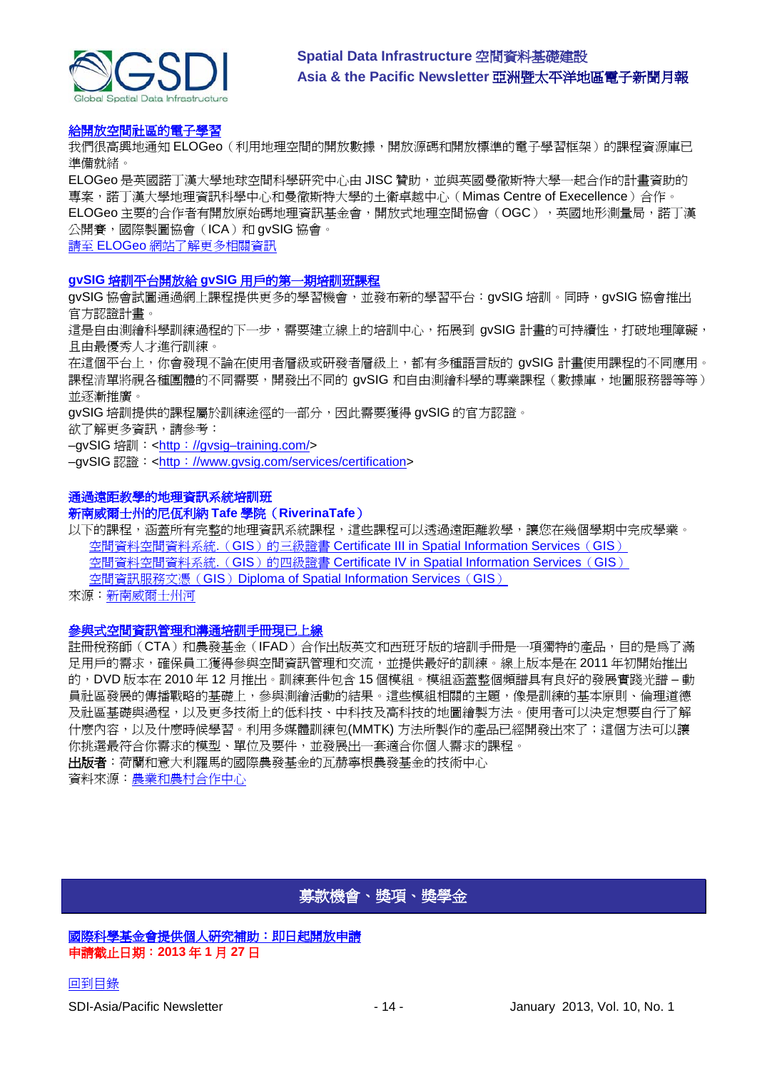**給開放空間社區的電子學習**

我們很高興地通知 ELOGeo（利用地理空間的開放數據，開放源碼和開放標準的電子學習框架）的課程資源庫已準備就緒。

ELOGeo 是英國諾丁漢大學地球空間科學研究中心由 JISC 贊助，並與英國曼徹斯特大學一起合作的計畫資助的專案，諾丁漢大學地理資訊科學中心和曼徹斯特大學的土衛卓越中心（Mimas Centre of Execellence）合作。ELOGeo 主要的合作者有開放原始碼地理資訊基金會，開放式地理空間協會（OGC），英國地形測量局，諾丁漢公開賽，國際製圖協會（ICA）和 gvSIG 協會。

請至 ELOGeo 網站了解更多相關資訊

**gvSIG 培訓平台開放給 gvSIG 用戶的第一期培訓班課程**

gvSIG 協會試圖通過網上課程提供更多的學習機會，並發布新的學習平台：gvSIG 培訓。同時，gvSIG 協會推出官方認證計畫。

這是自由測繪科學訓練過程的下一步，需要建立線上的培訓中心，拓展到 gvSIG 計畫的可持續性，打破地理障礙，且由最優秀人才進行訓練。

在這個平台上，你會發現不論在使用者層級或研發者層級上，都有多種語言版的 gvSIG 計畫使用課程的不同應用。課程清單將視各種團體的不同需要，開發出不同的 gvSIG 和自由測繪科學的專業課程（數據庫，地圖服務器等等）並逐漸推廣。

gvSIG 培訓提供的課程屬於訓練途徑的一部分，因此需要獲得 gvSIG 的官方認證。

欲了解更多資訊，請參考：

–gvSIG 培訓：<http：//gvsig–training.com/>

–gvSIG 認證：<http：//www.gvsig.com/services/certification>

**通過遠距教學的地理資訊系統培訓班**
**新南威爾士州的厄瓜利納 Tafe 學院（RiverinaTafe）**

以下的課程，涵蓋所有完整的地理資訊系統課程，這些課程可以透過遠距離教學，讓您在幾個學期中完成學業。

- 空間資料空間資料系統.（GIS）的三級證書 Certificate III in Spatial Information Services（GIS）
- 空間資料空間資料系統.（GIS）的四級證書 Certificate IV in Spatial Information Services（GIS）
- 空間資訊服務文憑（GIS）Diploma of Spatial Information Services（GIS）

來源：新南威爾士州河

**參與式空間資訊管理和溝通培訓手冊現已上線**

註冊稅務師（CTA）和農發基金（IFAD）合作出版英文和西班牙版的培訓手冊是一項獨特的產品，目的是為了滿足用戶的需求，確保員工獲得參與空間資訊管理和交流，並提供最好的訓練。線上版本是在 2011 年初開始推出的，DVD 版本在 2010 年 12 月推出。訓練套件包含 15 個模組。模組涵蓋整個頻譜具有良好的發展實踐光譜 – 動員社區發展的傳播戰略的基礎上，參與測繪活動的結果。這些模組相關的主題，像是訓練的基本原則、倫理道德及社區基礎與過程，以及更多技術上的低科技、中科技及高科技的地圖繪製方法。使用者可以決定想要自行了解什麼內容，以及什麼時候學習。利用多媒體訓練包(MMTK) 方法所製作的產品已經開發出來了；這個方法可以讓你挑選最符合你需求的模型、單位及要件，並發展出一套適合你個人需求的課程。

**出版者**：荷蘭和意大利羅馬的國際農發基金的瓦赫寧根農發基金的技術中心

資料來源：農業和農村合作中心

## 募款機會、獎項、獎學金

**國際科學基金會提供個人研究補助：即日起開放申請**

**申請截止日期：2013 年 1 月 27 日**

回到目錄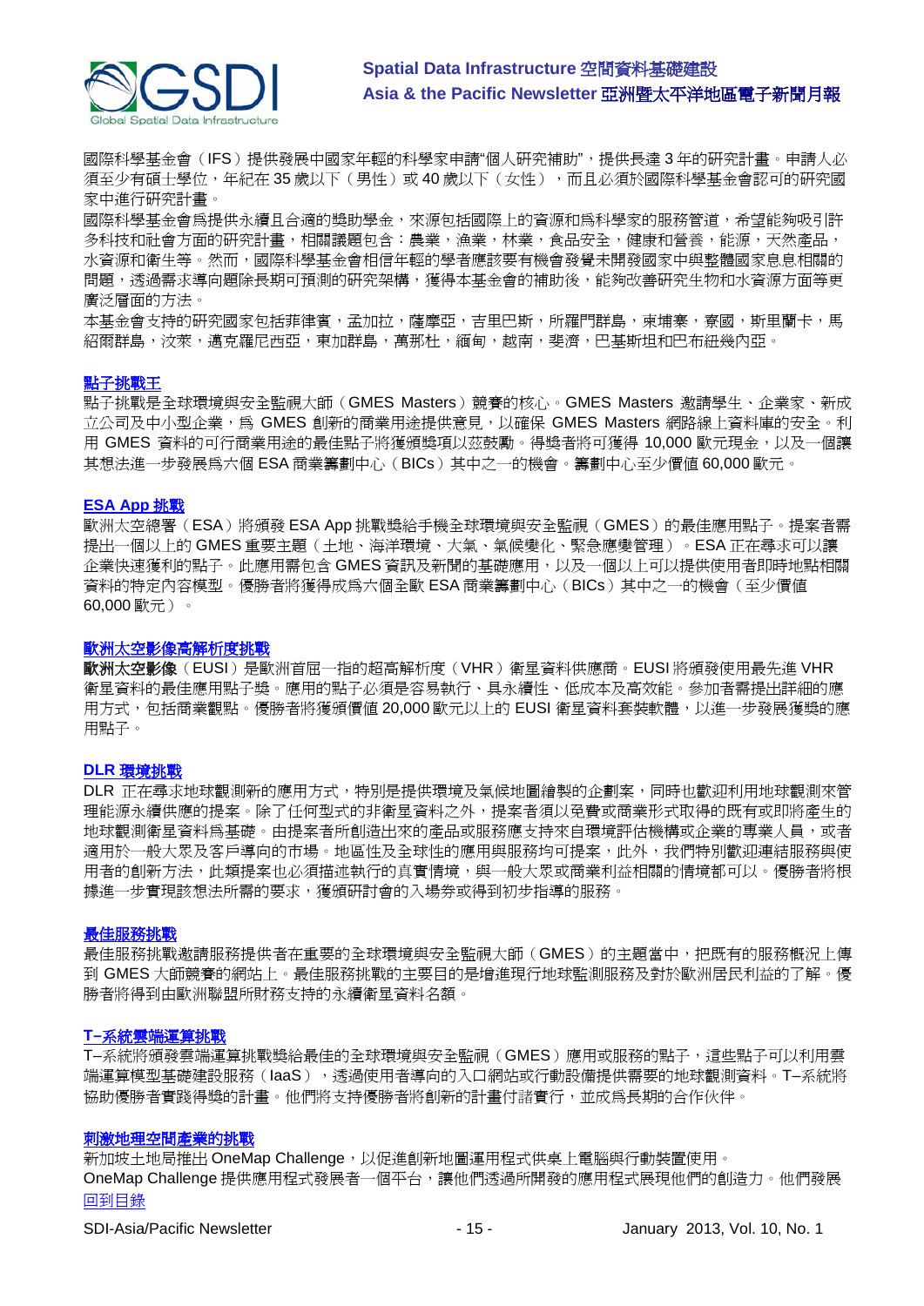國際科學基金會（IFS）提供發展中國家年輕的科學家申請"個人研究補助"，提供長達 3 年的研究計畫。申請人必須至少有碩士學位，年紀在 35 歲以下（男性）或 40 歲以下（女性），而且必須於國際科學基金會認可的研究國家中進行研究計畫。

國際科學基金會爲提供永續且合適的獎助學金，來源包括國際上的資源和爲科學家的服務管道，希望能夠吸引許多科技和社會方面的研究計畫，相關議題包含：農業，漁業，林業，食品安全，健康和營養，能源，天然產品，水資源和衛生等。然而，國際科學基金會相信年輕的學者應該要有機會發覺未開發國家中與整體國家息息相關的問題，透過需求導向題除長期可預測的研究架構，獲得本基金會的補助後，能夠改善研究生物和水資源方面等更廣泛層面的方法。

本基金會支持的研究國家包括菲律賓，孟加拉，薩摩亞，吉里巴斯，所羅門群島，柬埔寨，寮國，斯里蘭卡，馬紹爾群島，汶萊，邁克羅尼西亞，東加群島，萬那杜，緬甸，越南，斐濟，巴基斯坦和巴布紐幾內亞。

### 點子挑戰王

點子挑戰是全球環境與安全監視大師（GMES Masters）競賽的核心。GMES Masters 邀請學生、企業家、新成立公司及中小型企業，為 GMES 創新的商業用途提供意見，以確保 GMES Masters 網路線上資料庫的安全。利用 GMES 資料的可行商業用途的最佳點子將獲頒獎項以茲鼓勵。得獎者將可獲得 10,000 歐元現金，以及一個讓其想法進一步發展為六個 ESA 商業籌劃中心（BICs）其中之一的機會。籌劃中心至少價值 60,000 歐元。

### ESA App 挑戰

歐洲太空總署（ESA）將頒發 ESA App 挑戰獎給手機全球環境與安全監視（GMES）的最佳應用點子。提案者需提出一個以上的 GMES 重要主題（土地、海洋環境、大氣、氣候變化、緊急應變管理）。ESA 正在尋求可以讓企業快速獲利的點子。此應用需包含 GMES 資訊及新聞的基礎應用，以及一個以上可以提供使用者即時地點相關資料的特定內容模型。優勝者將獲得成為六個全歐 ESA 商業籌劃中心（BICs）其中之一的機會（至少價值 60,000 歐元）。

### 歐洲太空影像高解析度挑戰

**歐洲太空影像**（EUSI）是歐洲首屈一指的超高解析度（VHR）衛星資料供應商。EUSI 將頒發使用最先進 VHR 衛星資料的最佳應用點子獎。應用的點子必須是容易執行、具永續性、低成本及高效能。參加者需提出詳細的應用方式，包括商業觀點。優勝者將獲頒價值 20,000 歐元以上的 EUSI 衛星資料套裝軟體，以進一步發展獲獎的應用點子。

### DLR 環境挑戰

DLR 正在尋求地球觀測新的應用方式，特別是提供環境及氣候地圖繪製的企劃案，同時也歡迎利用地球觀測來管理能源永續供應的提案。除了任何型式的非衛星資料之外，提案者須以免費或商業形式取得的既有或即將產生的地球觀測衛星資料為基礎。由提案者所創造出來的產品或服務應支持來自環境評估機構或企業的專業人員，或者適用於一般大眾及客戶導向的市場。地區性及全球性的應用與服務均可提案，此外，我們特別歡迎連結服務與使用者的創新方法，此類提案也必須描述執行的真實情境，與一般大眾或商業利益相關的情境都可以。優勝者將根據進一步實現該想法所需的要求，獲頒研討會的入場券或得到初步指導的服務。

### 最佳服務挑戰

最佳服務挑戰邀請服務提供者在重要的全球環境與安全監視大師（GMES）的主題當中，把既有的服務概況上傳到 GMES 大師競賽的網站上。最佳服務挑戰的主要目的是增進現行地球監測服務及對於歐洲居民利益的了解。優勝者將得到由歐洲聯盟所財務支持的永續衛星資料名額。

### T–系統雲端運算挑戰

T–系統將頒發雲端運算挑戰獎給最佳的全球環境與安全監視（GMES）應用或服務的點子，這些點子可以利用雲端運算模型基礎建設服務（IaaS），透過使用者導向的入口網站或行動設備提供需要的地球觀測資料。T–系統將協助優勝者實踐得獎的計畫。他們將支持優勝者將創新的計畫付諸實行，並成為長期的合作伙伴。

### 刺激地理空間產業的挑戰

新加坡土地局推出 OneMap Challenge，以促進創新地圖運用程式供桌上電腦與行動裝置使用。

OneMap Challenge 提供應用程式發展者一個平台，讓他們透過所開發的應用程式展現他們的創造力。他們發展

回到目錄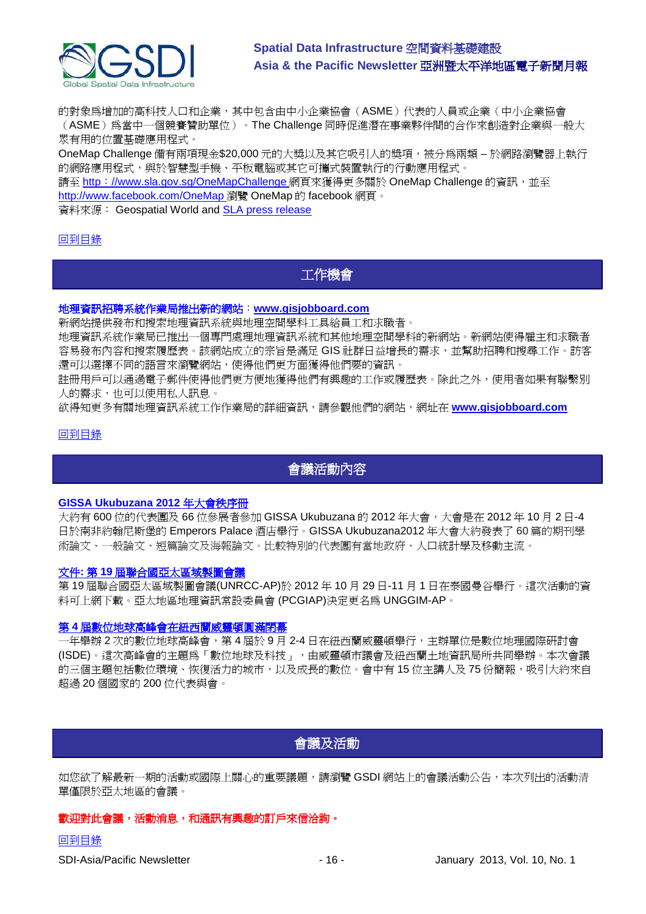的對象爲增加的高科技人口和企業，其中包含由中小企業協會（ASME）代表的人員或企業（中小企業協會（ASME）爲當中一個競賽贊助單位）。The Challenge 同時促進潛在事業夥伴間的合作來創造對企業與一般大眾有用的位置基礎應用程式。

OneMap Challenge 備有兩項現金$20,000 元的大獎以及其它吸引人的獎項，被分爲兩類 – 於網路瀏覽器上執行的網路應用程式，與於智慧型手機、平板電腦或其它可攜式裝置執行的行動應用程式。

請至 http：//www.sla.gov.sg/OneMapChallenge 網頁來獲得更多關於 OneMap Challenge 的資訊，並至 http://www.facebook.com/OneMap 瀏覽 OneMap 的 facebook 網頁。

資料來源： Geospatial World and SLA press release

回到目錄

## 工作機會

**地理資訊招聘系統作業局推出新的網站：www.gisjobboard.com**

新網站提供發布和搜索地理資訊系統與地理空間學科工具給員工和求職者。

地理資訊系統作業局已推出一個專門處理地理資訊系統和其他地理空間學科的新網站。新網站使得雇主和求職者容易發布內容和搜索履歷表。該網站成立的宗旨是滿足 GIS 社群日益增長的需求，並幫助招聘和搜尋工作。訪客還可以選擇不同的語言來瀏覽網站，使得他們更方面獲得他們要的資訊。

註冊用戶可以通過電子郵件使得他們更方便地獲得他們有興趣的工作或履歷表。除此之外，使用者如果有聯繫別人的需求，也可以使用私人訊息。

欲得知更多有關地理資訊系統工作作業局的詳細資訊，請參觀他們的網站，網址在 **www.gisjobboard.com**

回到目錄

## 會議活動內容

**GISSA Ukubuzana 2012 年大會秩序冊**

大約有 600 位的代表團及 66 位參展者參加 GISSA Ukubuzana 的 2012 年大會，大會是在 2012 年 10 月 2 日-4 日於南非約翰尼斯堡的 Emperors Palace 酒店舉行。GISSA Ukubuzana2012 年大會大約發表了 60 篇的期刊學術論文、一般論文、短篇論文及海報論文。比較特別的代表團有當地政府、人口統計學及移動主流。

**文件: 第 19 屆聯合國亞太區域製圖會議**

第 19 屆聯合國亞太區域製圖會議(UNRCC-AP)於 2012 年 10 月 29 日-11 月 1 日在泰國曼谷舉行。這次活動的資料可上網下載。亞太地區地理資訊常設委員會 (PCGIAP)決定更名爲 UNGGIM-AP。

**第 4 屆數位地球高峰會在紐西蘭威靈頓圓滿閉幕**

一年舉辦 2 次的數位地球高峰會，第 4 屆於 9 月 2-4 日在紐西蘭威靈頓舉行，主辦單位是數位地理國際研討會(ISDE)。這次高峰會的主題爲「數位地球及科技」，由威靈頓市議會及紐西蘭土地資訊局所共同舉辦。本次會議的三個主題包括數位環境、恢復活力的城市，以及成長的數位。會中有 15 位主講人及 75 份簡報，吸引大約來自超過 20 個國家的 200 位代表與會。

## 會議及活動

如您欲了解最新一期的活動或國際上關心的重要議題，請瀏覽 GSDI 網站上的會議活動公告，本次列出的活動清單僅限於亞太地區的會議。

**歡迎對此會議，活動消息，和通訊有興趣的訂戶來信洽詢。**

回到目錄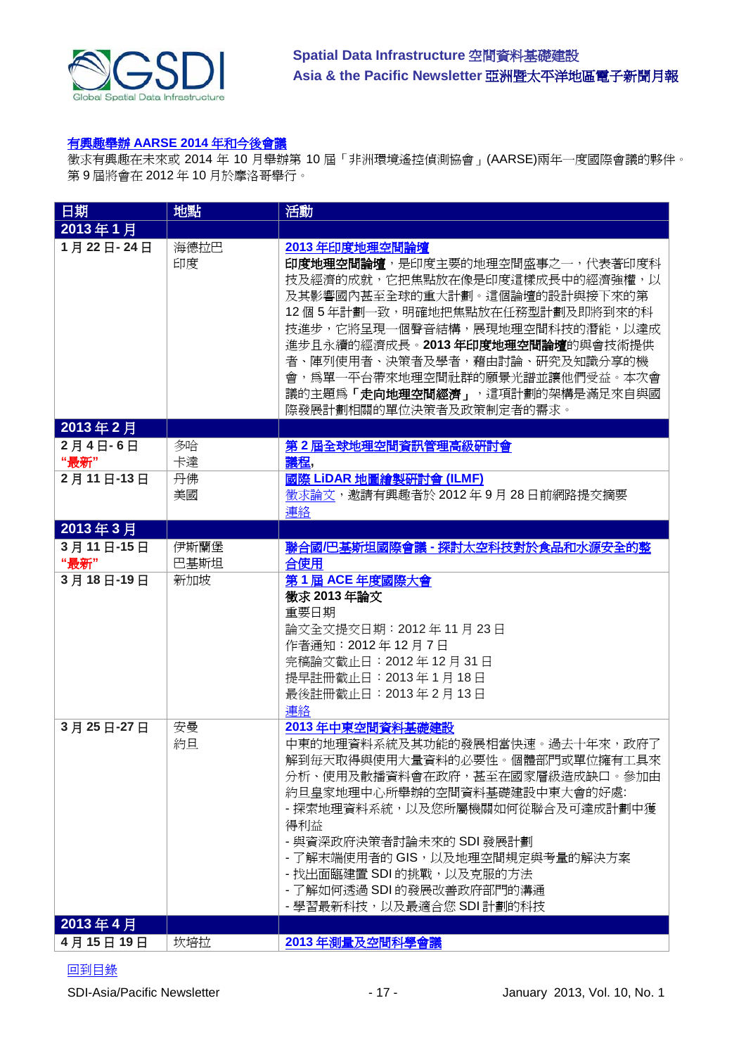**有興趣舉辦 AARSE 2014 年和今後會議**

徵求有興趣在未來或 2014 年 10 月舉辦第 10 屆「非洲環境遙控偵測協會」(AARSE)兩年一度國際會議的夥伴。第 9 屆將會在 2012 年 10 月於摩洛哥舉行。

| 日期 | 地點 | 活動 |
|---|---|---|
| **2013 年 1 月** | | |
| **1 月 22 日- 24 日** | 海德拉巴<br>印度 | **2013 年印度地理空間論壇**<br>**印度地理空間論壇**，是印度主要的地理空間盛事之一，代表著印度科技及經濟的成就，它把焦點放在像是印度這樣成長中的經濟強權，以及其影響國內甚至全球的重大計劃。這個論壇的設計與接下來的第 12 個 5 年計劃一致，明確地把焦點放在任務型計劃及即將到來的科技進步，它將呈現一個聲音結構，展現地理空間科技的潛能，以達成進步且永續的經濟成長。**2013 年印度地理空間論壇**的與會技術提供者、陣列使用者、決策者及學者，藉由討論、研究及知識分享的機會，為單一平台帶來地理空間社群的願景光譜並讓他們受益。本次會議的主題為「**走向地理空間經濟**」，這項計劃的架構是滿足來自與國際發展計劃相關的單位決策者及政策制定者的需求。 |
| **2013 年 2 月** | | |
| **2 月 4 日- 6 日**<br>**"最新"** | 多哈<br>卡達 | **第 2 屆全球地理空間資訊管理高級研討會**<br>**議程,** |
| **2 月 11 日-13 日** | 丹佛<br>美國 | **國際 LiDAR 地圖繪製研討會 (ILMF)**<br>徵求論文，邀請有興趣者於 2012 年 9 月 28 日前網路提交摘要<br>連絡 |
| **2013 年 3 月** | | |
| **3 月 11 日-15 日**<br>**"最新"** | 伊斯蘭堡<br>巴基斯坦 | **聯合國/巴基斯坦國際會議 - 探討太空科技對於食品和水源安全的整合使用** |
| **3 月 18 日-19 日** | 新加坡 | **第 1 屆 ACE 年度國際大會**<br>**徵求 2013 年論文**<br>重要日期<br>論文全文提交日期：2012 年 11 月 23 日<br>作者通知：2012 年 12 月 7 日<br>完稿論文截止日：2012 年 12 月 31 日<br>提早註冊截止日：2013 年 1 月 18 日<br>最後註冊截止日：2013 年 2 月 13 日<br>連絡 |
| **3 月 25 日-27 日** | 安曼<br>約旦 | **2013 年中東空間資料基礎建設**<br>中東的地理資料系統及其功能的發展相當快速。過去十年來，政府了解到每天取得與使用大量資料的必要性。個體部門或單位擁有工具來分析、使用及散播資料會在政府，甚至在國家層級造成缺口。參加由約旦皇家地理中心所舉辦的空間資料基礎建設中東大會的好處:<br>- 探索地理資料系統，以及您所屬機關如何從聯合及可達成計劃中獲得利益<br>- 與資深政府決策者討論未來的 SDI 發展計劃<br>- 了解末端使用者的 GIS，以及地理空間規定與考量的解決方案<br>- 找出面臨建置 SDI 的挑戰，以及克服的方法<br>- 了解如何透過 SDI 的發展改善政府部門的溝通<br>- 學習最新科技，以及最適合您 SDI 計劃的科技 |
| **2013 年 4 月** | | |
| **4 月 15 日 19 日** | 坎培拉 | **2013 年測量及空間科學會議** |

回到目錄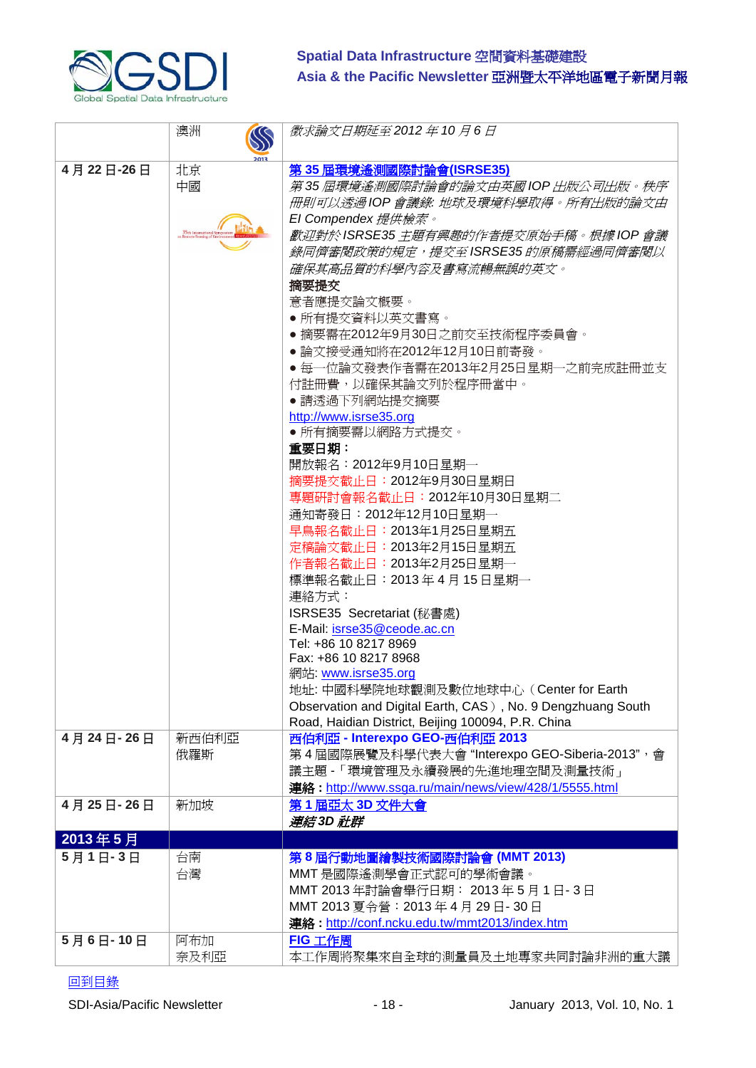| | | |
|---|---|---|
| | 澳洲 | *徵求論文日期延至 2012 年 10 月 6 日* |
| **4 月 22 日-26 日** | 北京<br>中國 | **第 35 屆環境遙測國際討論會(ISRSE35)**<br>*第 35 屆環境遙測國際討論會的論文由英國 IOP 出版公司出版。秩序冊則可以透過 IOP 會議錄: 地球及環境科學取得。所有出版的論文由 EI Compendex 提供檢索。*<br>*歡迎對於 ISRSE35 主題有興趣的作者提交原始手稿。根據 IOP 會議錄同儕審閱政策的規定，提交至 ISRSE35 的原稿需經過同儕審閱以確保其高品質的科學內容及書寫流暢無誤的英文。*<br>**摘要提交**<br>意者應提交論文概要。<br>● 所有提交資料以英文書寫。<br>● 摘要需在2012年9月30日之前交至技術程序委員會。<br>● 論文接受通知將在2012年12月10日前寄發。<br>● 每一位論文發表作者需在2013年2月25日星期一之前完成註冊並支付註冊費，以確保其論文列於程序冊當中。<br>● 請透過下列網站提交摘要<br>http://www.isrse35.org<br>● 所有摘要需以網路方式提交。<br>**重要日期：**<br>開放報名：2012年9月10日星期一<br>摘要提交截止日：2012年9月30日星期日<br>專題研討會報名截止日：2012年10月30日星期二<br>通知寄發日：2012年12月10日星期一<br>早鳥報名截止日：2013年1月25日星期五<br>定稿論文截止日：2013年2月15日星期五<br>作者報名截止日：2013年2月25日星期一<br>標準報名截止日：2013 年 4 月 15 日星期一<br>連絡方式：<br>ISRSE35 Secretariat (秘書處)<br>E-Mail: isrse35@ceode.ac.cn<br>Tel: +86 10 8217 8969<br>Fax: +86 10 8217 8968<br>網站: www.isrse35.org<br>地址: 中國科學院地球觀測及數位地球中心（Center for Earth Observation and Digital Earth, CAS）, No. 9 Dengzhuang South Road, Haidian District, Beijing 100094, P.R. China |
| **4 月 24 日- 26 日** | 新西伯利亞<br>俄羅斯 | **西伯利亞 - Interexpo GEO-西伯利亞 2013**<br>第 4 屆國際展覽及科學代表大會 "Interexpo GEO-Siberia-2013"，會議主題 -「環境管理及永續發展的先進地理空間及測量技術」<br>**連絡：**http://www.ssga.ru/main/news/view/428/1/5555.html |
| **4 月 25 日- 26 日** | 新加坡 | **第 1 屆亞太 3D 文件大會**<br>***連結 3D 社群*** |
| **2013 年 5 月** | | |
| **5 月 1 日- 3 日** | 台南<br>台灣 | **第 8 屆行動地圖繪製技術國際討論會 (MMT 2013)**<br>MMT 是國際遙測學會正式認可的學術會議。<br>MMT 2013 年討論會舉行日期： 2013 年 5 月 1 日- 3 日<br>MMT 2013 夏令營：2013 年 4 月 29 日- 30 日<br>**連絡：**http://conf.ncku.edu.tw/mmt2013/index.htm |
| **5 月 6 日- 10 日** | 阿布加<br>奈及利亞 | **FIG 工作周**<br>本工作周將聚集來自全球的測量員及土地專家共同討論非洲的重大議 |

回到目錄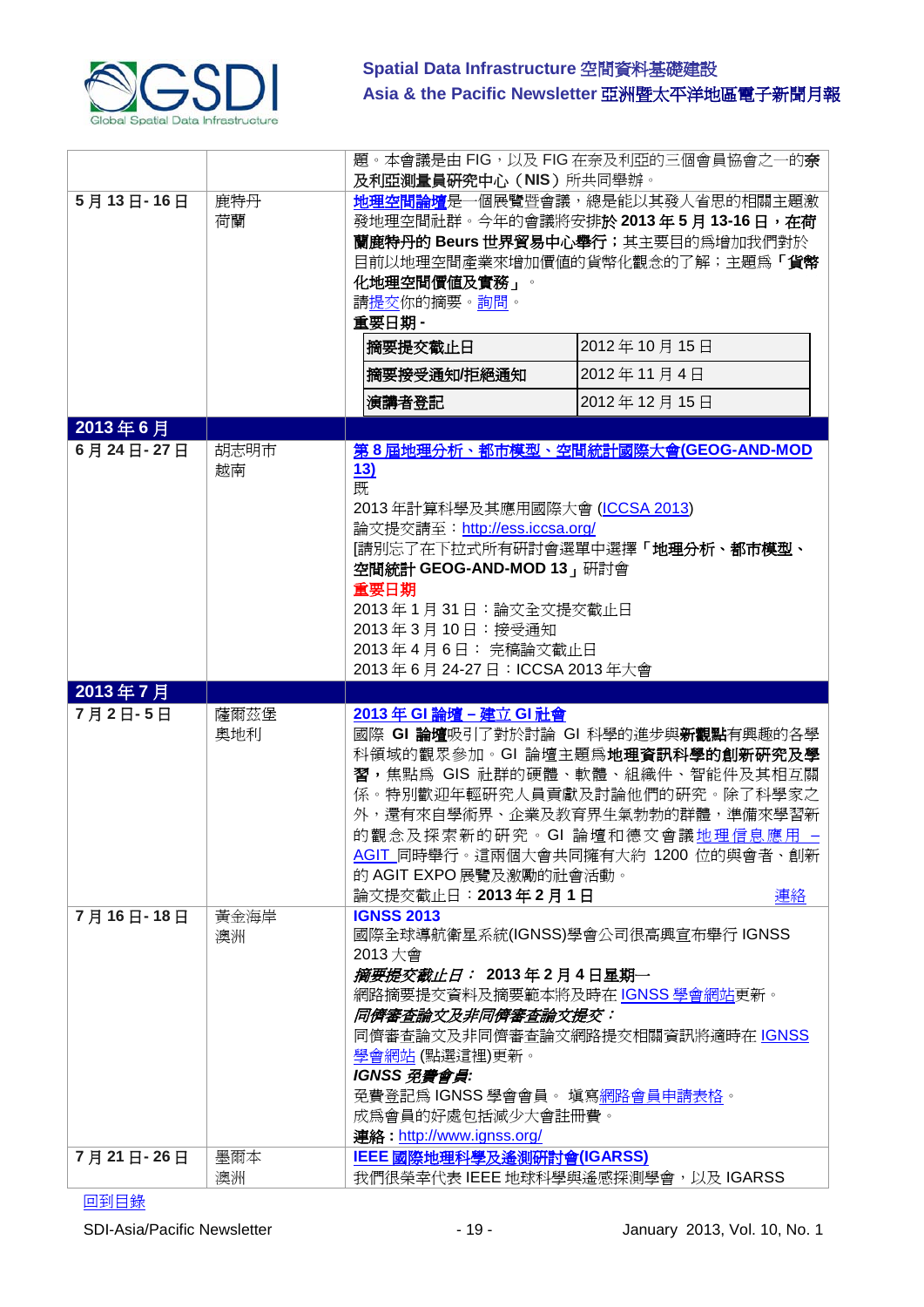| | | |
|---|---|---|
| | | 題。本會議是由 FIG，以及 FIG 在奈及利亞的三個會員協會之一的**奈及利亞測量員研究中心（NIS）**所共同舉辦。 |
| **5 月 13 日- 16 日** | 鹿特丹<br>荷蘭 | **地理空間論壇**是一個展覽暨會議，總是能以其發人省思的相關主題激發地理空間社群。今年的會議將安排於 **2013 年 5 月 13-16 日，在荷蘭鹿特丹的 Beurs 世界貿易中心舉行**；其主要目的為增加我們對於目前以地理空間產業來增加價值的貨幣化觀念的了解；主題為**「貨幣化地理空間價值及實務」**。<br>請提交你的摘要。詢問。<br>**重要日期 -**<br>**摘要提交截止日**：2012 年 10 月 15 日<br>**摘要接受通知/拒絕通知**：2012 年 11 月 4 日<br>**演講者登記**：2012 年 12 月 15 日 |
| **2013 年 6 月** | | |
| **6 月 24 日- 27 日** | 胡志明市<br>越南 | **第 8 屆地理分析、都市模型、空間統計國際大會(GEOG-AND-MOD 13)**<br>既<br>2013 年計算科學及其應用國際大會 (ICCSA 2013)<br>論文提交請至：http://ess.iccsa.org/<br>[請別忘了在下拉式所有研討會選單中選擇**「地理分析、都市模型、空間統計 GEOG-AND-MOD 13」**研討會<br>**重要日期**<br>2013 年 1 月 31 日：論文全文提交截止日<br>2013 年 3 月 10 日：接受通知<br>2013 年 4 月 6 日： 完稿論文截止日<br>2013 年 6 月 24-27 日：ICCSA 2013 年大會 |
| **2013 年 7 月** | | |
| **7 月 2 日- 5 日** | 薩爾茲堡<br>奧地利 | **2013 年 GI 論壇 – 建立 GI 社會**<br>國際 **GI 論壇**吸引了對於討論 GI 科學的進步與**新觀點**有興趣的各學科領域的觀眾參加。GI 論壇主題為**地理資訊科學的創新研究及學習，**焦點為 GIS 社群的硬體、軟體、組織件、智能件及其相互關係。特別歡迎年輕研究人員貢獻及討論他們的研究。除了科學家之外，還有來自學術界、企業及教育界生氣勃勃的群體，準備來學習新的觀念及探索新的研究。GI 論壇和德文會議地理信息應用 – AGIT 同時舉行。這兩個大會共同擁有大約 1200 位的與會者、創新的 AGIT EXPO 展覽及激勵的社會活動。<br>論文提交截止日：**2013 年 2 月 1 日** 連絡 |
| **7 月 16 日- 18 日** | 黃金海岸<br>澳洲 | **IGNSS 2013**<br>國際全球導航衛星系統(IGNSS)學會公司很高興宣布舉行 IGNSS 2013 大會<br>***摘要提交截止日：* 2013 年 2 月 4 日星期一**<br>網路摘要提交資料及摘要範本將及時在 IGNSS 學會網站更新。<br>***同儕審查論文及非同儕審查論文提交：***<br>同儕審查論文及非同儕審查論文網路提交相關資訊將適時在 IGNSS 學會網站 (點選這裡)更新。<br>***IGNSS 免費會員:***<br>免費登記為 IGNSS 學會會員。 填寫網路會員申請表格。<br>成為會員的好處包括減少大會註冊費。<br>**連絡：**http://www.ignss.org/ |
| **7 月 21 日- 26 日** | 墨爾本<br>澳洲 | **IEEE 國際地理科學及遙測研討會(IGARSS)**<br>我們很榮幸代表 IEEE 地球科學與遙感探測學會，以及 IGARSS |

回到目錄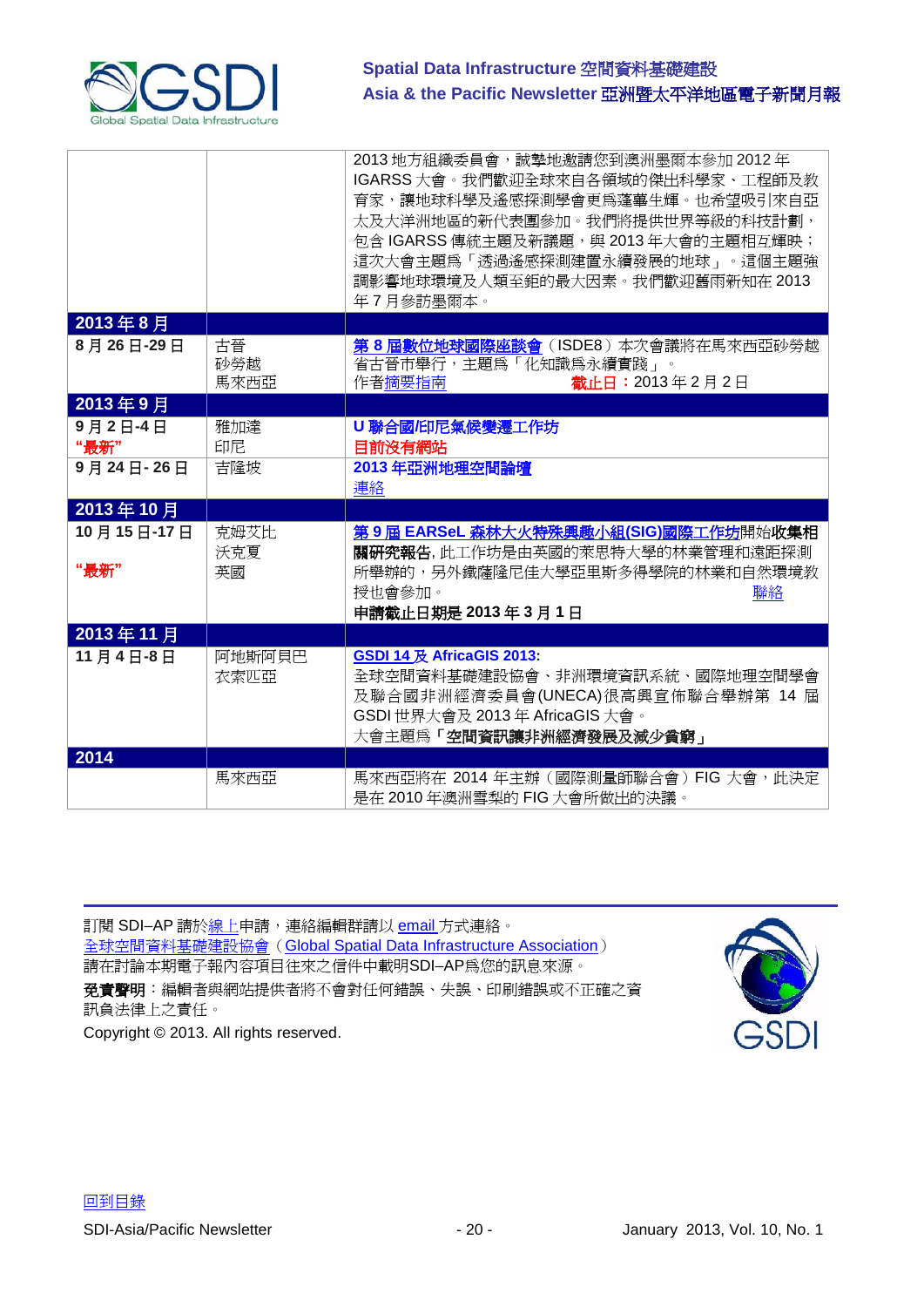| | | |
|---|---|---|
| | | 2013 地方組織委員會，誠摯地邀請您到澳洲墨爾本參加 2012 年 IGARSS 大會。我們歡迎全球來自各領域的傑出科學家、工程師及教育家，讓地球科學及遙感探測學會更為蓬蓽生輝。也希望吸引來自亞太及大洋洲地區的新代表團參加。我們將提供世界等級的科技計劃，包含 IGARSS 傳統主題及新議題，與 2013 年大會的主題相互輝映；這次大會主題為「透過遙感探測建置永續發展的地球」。這個主題強調影響地球環境及人類至鉅的最大因素。我們歡迎舊雨新知在 2013 年 7 月參訪墨爾本。 |
| **2013 年 8 月** | | |
| **8 月 26 日-29 日** | 古晉<br>砂勞越<br>馬來西亞 | **第 8 屆數位地球國際座談會**（ISDE8）本次會議將在馬來西亞砂勞越省古晉市舉行，主題為「化知識為永續實踐」。<br>作者摘要指南　　　　**截止日**：2013 年 2 月 2 日 |
| **2013 年 9 月** | | |
| **9 月 2 日-4 日**<br>**"最新"** | 雅加達<br>印尼 | **U 聯合國/印尼氣候變遷工作坊**<br>**目前沒有網站** |
| **9 月 24 日- 26 日** | 吉隆坡 | **2013 年亞洲地理空間論壇**<br>連絡 |
| **2013 年 10 月** | | |
| **10 月 15 日-17 日**<br><br>**"最新"** | 克姆艾比<br>沃克夏<br>英國 | **第 9 屆 EARSeL 森林大火特殊興趣小組(SIG)國際工作坊**開始**收集相關研究報告**, 此工作坊是由英國的萊思特大學的林業管理和遠距探測所舉辦的，另外鐵薩隆尼佳大學亞里斯多得學院的林業和自然環境教授也會參加。　　　　聯絡<br>**申請截止日期是 2013 年 3 月 1 日** |
| **2013 年 11 月** | | |
| **11 月 4 日-8 日** | 阿地斯阿貝巴<br>衣索匹亞 | **GSDI 14 及 AfricaGIS 2013:**<br>全球空間資料基礎建設協會、非洲環境資訊系統、國際地理空間學會及聯合國非洲經濟委員會(UNECA)很高興宣佈聯合舉辦第 14 屆 GSDI 世界大會及 2013 年 AfricaGIS 大會。<br>大會主題為**「空間資訊讓非洲經濟發展及減少貧窮」** |
| **2014** | | |
| | 馬來西亞 | 馬來西亞將在 2014 年主辦（國際測量師聯合會）FIG 大會，此決定是在 2010 年澳洲雪梨的 FIG 大會所做出的決議。 |

訂閱 SDI–AP 請於線上申請，連絡編輯群請以 email 方式連絡。
全球空間資料基礎建設協會（Global Spatial Data Infrastructure Association）
請在討論本期電子報內容項目往來之信件中載明SDI–AP為您的訊息來源。
**免責聲明**：編輯者與網站提供者將不會對任何錯誤、失誤、印刷錯誤或不正確之資訊負法律上之責任。
Copyright © 2013. All rights reserved.

回到目錄